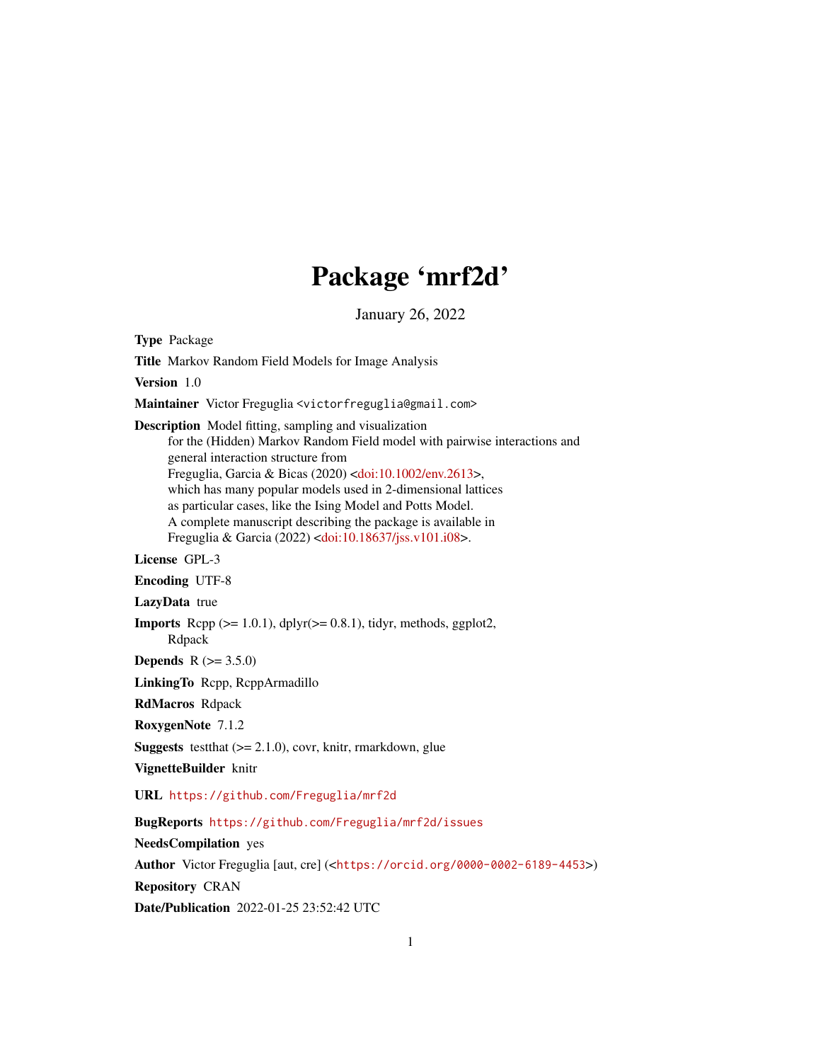# Package 'mrf2d'

January 26, 2022

**Type** Package

**Title** Markov Random Field Models for Image Analysis

**Version** 1.0

**Maintainer** Victor Freguglia <victorfreguglia@gmail.com>

**Description** Model fitting, sampling and visualization
for the (Hidden) Markov Random Field model with pairwise interactions and
general interaction structure from
Freguglia, Garcia & Bicas (2020) <doi:10.1002/env.2613>,
which has many popular models used in 2-dimensional lattices
as particular cases, like the Ising Model and Potts Model.
A complete manuscript describing the package is available in
Freguglia & Garcia (2022) <doi:10.18637/jss.v101.i08>.

**License** GPL-3

**Encoding** UTF-8

**LazyData** true

**Imports** Rcpp (>= 1.0.1), dplyr(>= 0.8.1), tidyr, methods, ggplot2,
Rdpack

**Depends** R (>= 3.5.0)

**LinkingTo** Rcpp, RcppArmadillo

**RdMacros** Rdpack

**RoxygenNote** 7.1.2

**Suggests** testthat (>= 2.1.0), covr, knitr, rmarkdown, glue

**VignetteBuilder** knitr

**URL** https://github.com/Freguglia/mrf2d

**BugReports** https://github.com/Freguglia/mrf2d/issues

**NeedsCompilation** yes

**Author** Victor Freguglia [aut, cre] (<https://orcid.org/0000-0002-6189-4453>)

**Repository** CRAN

**Date/Publication** 2022-01-25 23:52:42 UTC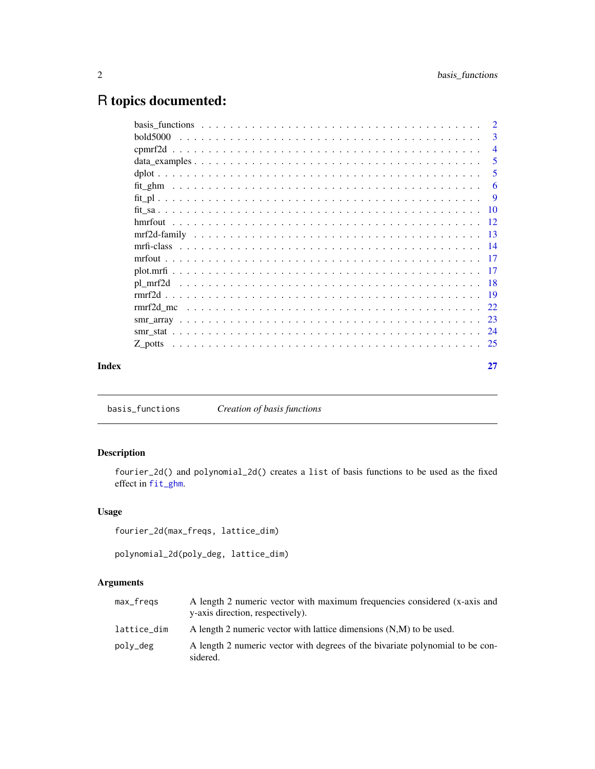# R topics documented:

| | |
|---|---|
| basis_functions | 2 |
| bold5000 | 3 |
| cpmrf2d | 4 |
| data_examples | 5 |
| dplot | 5 |
| fit_ghm | 6 |
| fit_pl | 9 |
| fit_sa | 10 |
| hmrfout | 12 |
| mrf2d-family | 13 |
| mrfi-class | 14 |
| mrfout | 17 |
| plot.mrfi | 17 |
| pl_mrf2d | 18 |
| rmrf2d | 19 |
| rmrf2d_mc | 22 |
| smr_array | 23 |
| smr_stat | 24 |
| Z_potts | 25 |

**Index** **27**

---

`basis_functions` *Creation of basis functions*

---

## Description

`fourier_2d()` and `polynomial_2d()` creates a `list` of basis functions to be used as the fixed effect in `fit_ghm`.

## Usage

```
fourier_2d(max_freqs, lattice_dim)

polynomial_2d(poly_deg, lattice_dim)
```

## Arguments

| | |
|---|---|
| `max_freqs` | A length 2 numeric vector with maximum frequencies considered (x-axis and y-axis direction, respectively). |
| `lattice_dim` | A length 2 numeric vector with lattice dimensions (N,M) to be used. |
| `poly_deg` | A length 2 numeric vector with degrees of the bivariate polynomial to be considered. |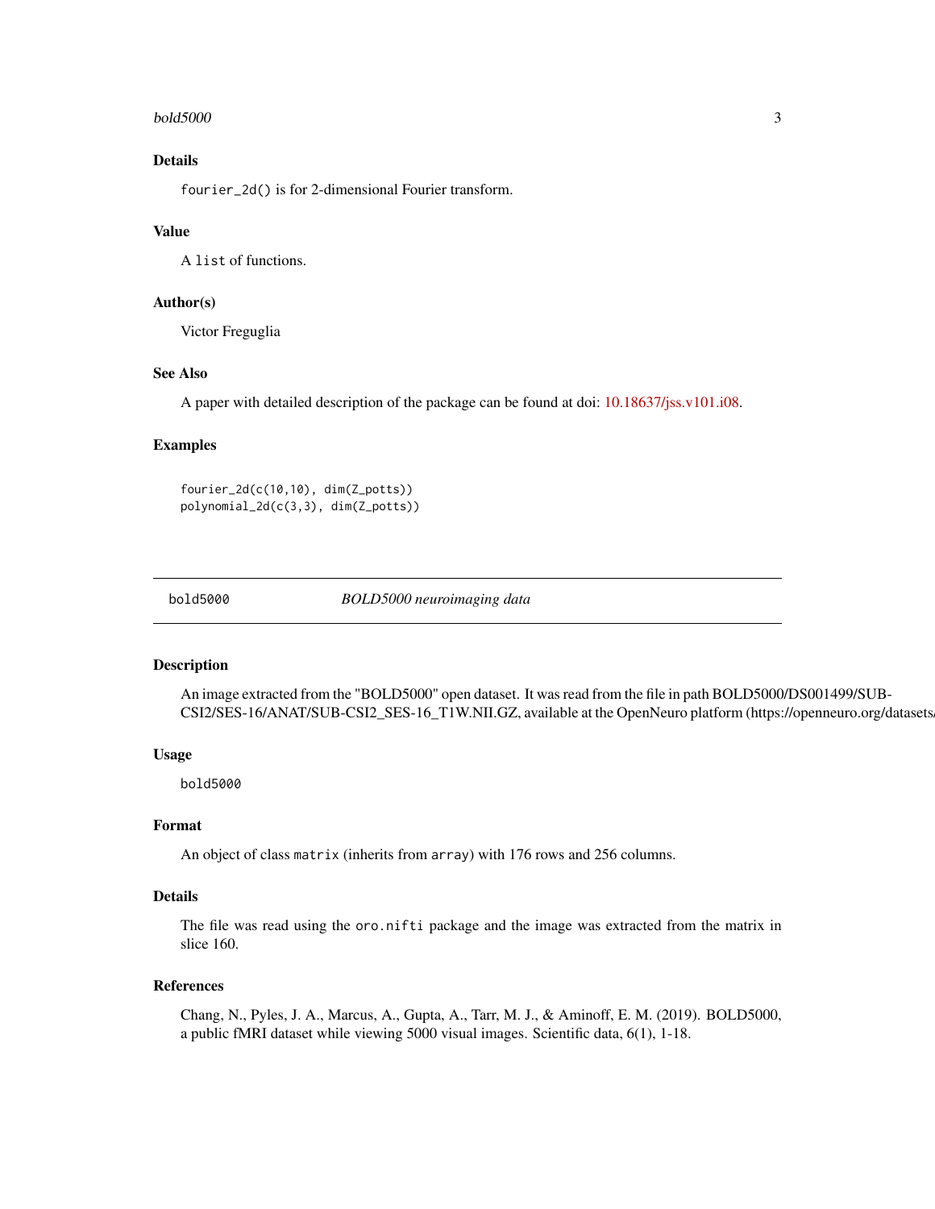## Details

`fourier_2d()` is for 2-dimensional Fourier transform.

## Value

A `list` of functions.

## Author(s)

Victor Freguglia

## See Also

A paper with detailed description of the package can be found at doi: 10.18637/jss.v101.i08.

## Examples

```
fourier_2d(c(10,10), dim(Z_potts))
polynomial_2d(c(3,3), dim(Z_potts))
```

---

# bold5000 — *BOLD5000 neuroimaging data*

## Description

An image extracted from the "BOLD5000" open dataset. It was read from the file in path BOLD5000/DS001499/SUB-CSI2/SES-16/ANAT/SUB-CSI2_SES-16_T1W.NII.GZ, available at the OpenNeuro platform (https://openneuro.org/datasets/

## Usage

```
bold5000
```

## Format

An object of class `matrix` (inherits from `array`) with 176 rows and 256 columns.

## Details

The file was read using the `oro.nifti` package and the image was extracted from the matrix in slice 160.

## References

Chang, N., Pyles, J. A., Marcus, A., Gupta, A., Tarr, M. J., & Aminoff, E. M. (2019). BOLD5000, a public fMRI dataset while viewing 5000 visual images. Scientific data, 6(1), 1-18.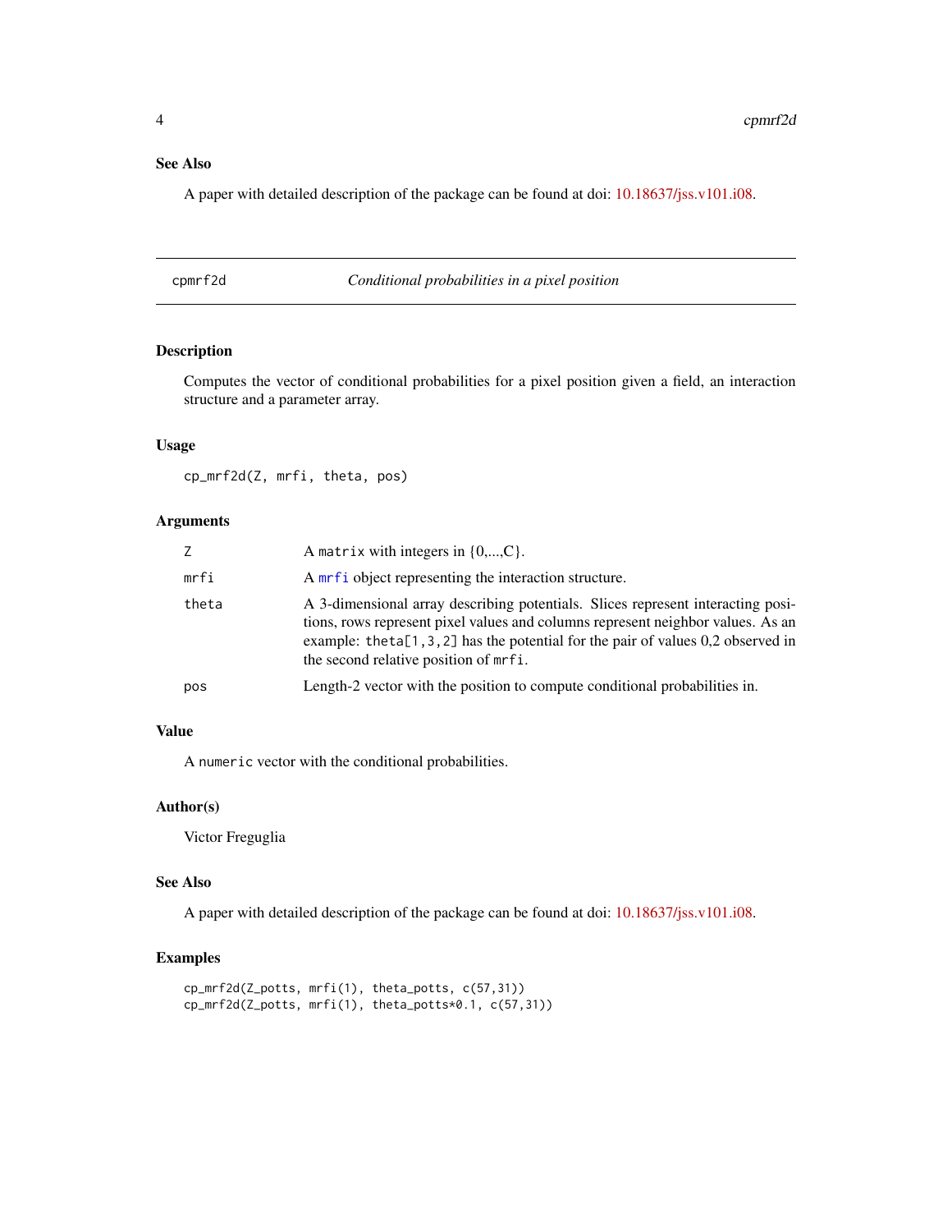### See Also

A paper with detailed description of the package can be found at doi: 10.18637/jss.v101.i08.

---

## cpmrf2d — *Conditional probabilities in a pixel position*

---

### Description

Computes the vector of conditional probabilities for a pixel position given a field, an interaction structure and a parameter array.

### Usage

```
cp_mrf2d(Z, mrfi, theta, pos)
```

### Arguments

| Argument | Description |
|---|---|
| `Z` | A `matrix` with integers in {0,...,C}. |
| `mrfi` | A `mrfi` object representing the interaction structure. |
| `theta` | A 3-dimensional array describing potentials. Slices represent interacting positions, rows represent pixel values and columns represent neighbor values. As an example: `theta[1,3,2]` has the potential for the pair of values 0,2 observed in the second relative position of `mrfi`. |
| `pos` | Length-2 vector with the position to compute conditional probabilities in. |

### Value

A `numeric` vector with the conditional probabilities.

### Author(s)

Victor Freguglia

### See Also

A paper with detailed description of the package can be found at doi: 10.18637/jss.v101.i08.

### Examples

```
cp_mrf2d(Z_potts, mrfi(1), theta_potts, c(57,31))
cp_mrf2d(Z_potts, mrfi(1), theta_potts*0.1, c(57,31))
```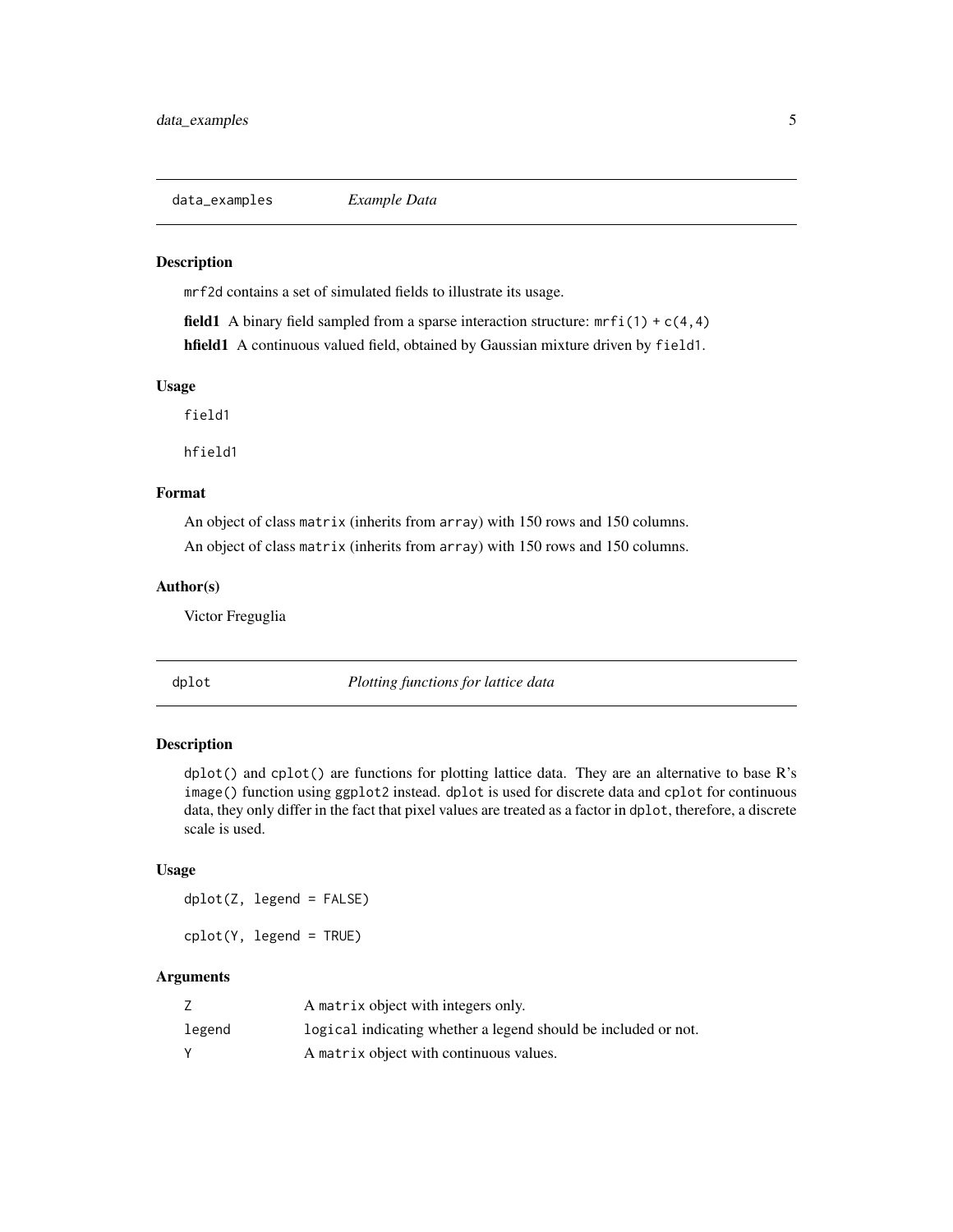## data_examples *Example Data*

### Description

mrf2d contains a set of simulated fields to illustrate its usage.

**field1** A binary field sampled from a sparse interaction structure: `mrfi(1) + c(4,4)`

**hfield1** A continuous valued field, obtained by Gaussian mixture driven by `field1`.

### Usage

```
field1

hfield1
```

### Format

An object of class `matrix` (inherits from `array`) with 150 rows and 150 columns.

An object of class `matrix` (inherits from `array`) with 150 rows and 150 columns.

### Author(s)

Victor Freguglia

## dplot *Plotting functions for lattice data*

### Description

`dplot()` and `cplot()` are functions for plotting lattice data. They are an alternative to base R's `image()` function using ggplot2 instead. `dplot` is used for discrete data and `cplot` for continuous data, they only differ in the fact that pixel values are treated as a factor in `dplot`, therefore, a discrete scale is used.

### Usage

```
dplot(Z, legend = FALSE)

cplot(Y, legend = TRUE)
```

### Arguments

| | |
|---|---|
| Z | A `matrix` object with integers only. |
| legend | `logical` indicating whether a legend should be included or not. |
| Y | A `matrix` object with continuous values. |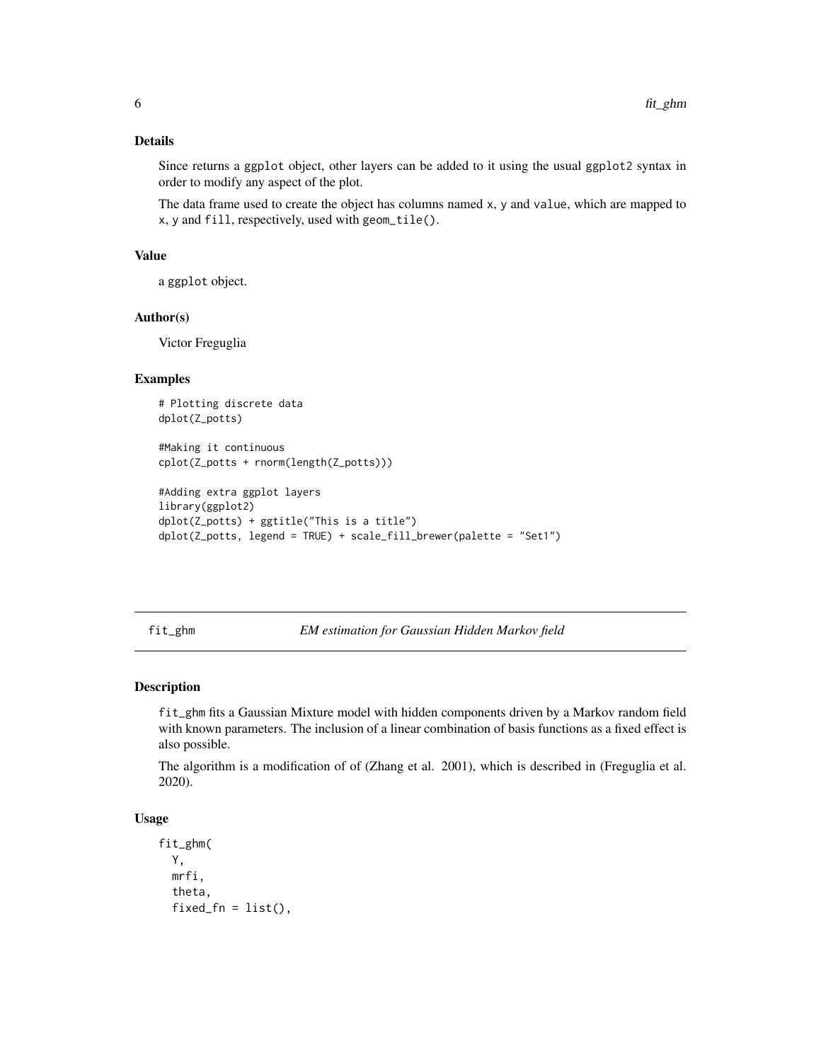### Details

Since returns a `ggplot` object, other layers can be added to it using the usual `ggplot2` syntax in order to modify any aspect of the plot.

The data frame used to create the object has columns named `x`, `y` and `value`, which are mapped to `x`, `y` and `fill`, respectively, used with `geom_tile()`.

### Value

a `ggplot` object.

### Author(s)

Victor Freguglia

### Examples

```
# Plotting discrete data
dplot(Z_potts)

#Making it continuous
cplot(Z_potts + rnorm(length(Z_potts)))

#Adding extra ggplot layers
library(ggplot2)
dplot(Z_potts) + ggtitle("This is a title")
dplot(Z_potts, legend = TRUE) + scale_fill_brewer(palette = "Set1")
```

---

## fit_ghm — *EM estimation for Gaussian Hidden Markov field*

### Description

`fit_ghm` fits a Gaussian Mixture model with hidden components driven by a Markov random field with known parameters. The inclusion of a linear combination of basis functions as a fixed effect is also possible.

The algorithm is a modification of of (Zhang et al. 2001), which is described in (Freguglia et al. 2020).

### Usage

```
fit_ghm(
  Y,
  mrfi,
  theta,
  fixed_fn = list(),
```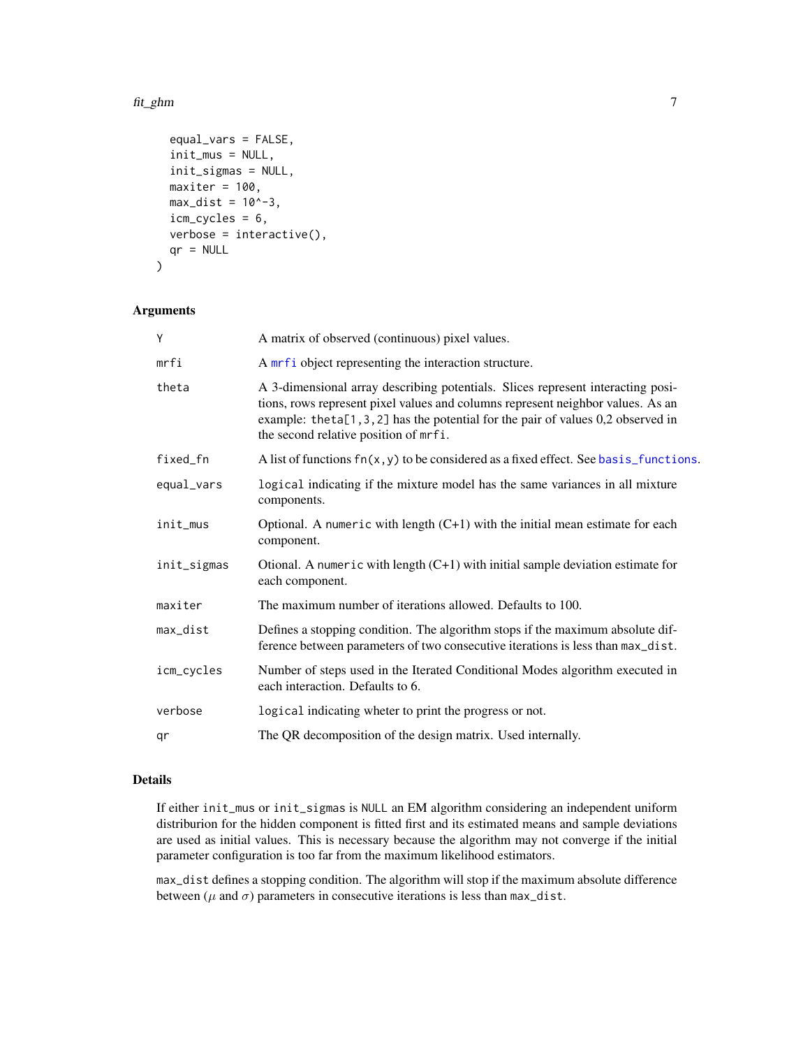```
  equal_vars = FALSE,
  init_mus = NULL,
  init_sigmas = NULL,
  maxiter = 100,
  max_dist = 10^-3,
  icm_cycles = 6,
  verbose = interactive(),
  qr = NULL
)
```

### Arguments

| | |
|---|---|
| Y | A matrix of observed (continuous) pixel values. |
| mrfi | A `mrfi` object representing the interaction structure. |
| theta | A 3-dimensional array describing potentials. Slices represent interacting positions, rows represent pixel values and columns represent neighbor values. As an example: `theta[1,3,2]` has the potential for the pair of values 0,2 observed in the second relative position of `mrfi`. |
| fixed_fn | A list of functions `fn(x,y)` to be considered as a fixed effect. See `basis_functions`. |
| equal_vars | `logical` indicating if the mixture model has the same variances in all mixture components. |
| init_mus | Optional. A `numeric` with length (C+1) with the initial mean estimate for each component. |
| init_sigmas | Otional. A `numeric` with length (C+1) with initial sample deviation estimate for each component. |
| maxiter | The maximum number of iterations allowed. Defaults to 100. |
| max_dist | Defines a stopping condition. The algorithm stops if the maximum absolute difference between parameters of two consecutive iterations is less than `max_dist`. |
| icm_cycles | Number of steps used in the Iterated Conditional Modes algorithm executed in each interaction. Defaults to 6. |
| verbose | `logical` indicating wheter to print the progress or not. |
| qr | The QR decomposition of the design matrix. Used internally. |

### Details

If either `init_mus` or `init_sigmas` is `NULL` an EM algorithm considering an independent uniform distriburion for the hidden component is fitted first and its estimated means and sample deviations are used as initial values. This is necessary because the algorithm may not converge if the initial parameter configuration is too far from the maximum likelihood estimators.

`max_dist` defines a stopping condition. The algorithm will stop if the maximum absolute difference between ($\mu$ and $\sigma$) parameters in consecutive iterations is less than `max_dist`.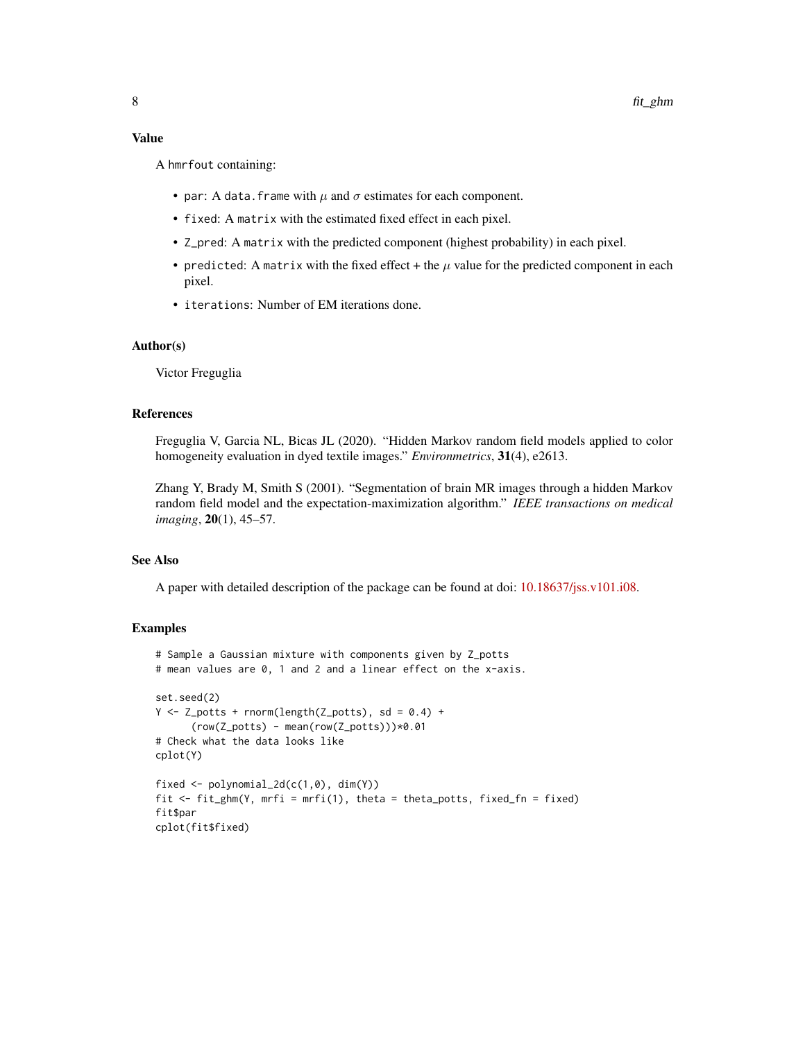### Value

A `hmrfout` containing:

- `par`: A `data.frame` with $\mu$ and $\sigma$ estimates for each component.
- `fixed`: A `matrix` with the estimated fixed effect in each pixel.
- `Z_pred`: A `matrix` with the predicted component (highest probability) in each pixel.
- `predicted`: A `matrix` with the fixed effect + the $\mu$ value for the predicted component in each pixel.
- `iterations`: Number of EM iterations done.

### Author(s)

Victor Freguglia

### References

Freguglia V, Garcia NL, Bicas JL (2020). "Hidden Markov random field models applied to color homogeneity evaluation in dyed textile images." *Environmetrics*, **31**(4), e2613.

Zhang Y, Brady M, Smith S (2001). "Segmentation of brain MR images through a hidden Markov random field model and the expectation-maximization algorithm." *IEEE transactions on medical imaging*, **20**(1), 45–57.

### See Also

A paper with detailed description of the package can be found at doi: 10.18637/jss.v101.i08.

### Examples

```
# Sample a Gaussian mixture with components given by Z_potts
# mean values are 0, 1 and 2 and a linear effect on the x-axis.

set.seed(2)
Y <- Z_potts + rnorm(length(Z_potts), sd = 0.4) +
      (row(Z_potts) - mean(row(Z_potts)))*0.01
# Check what the data looks like
cplot(Y)

fixed <- polynomial_2d(c(1,0), dim(Y))
fit <- fit_ghm(Y, mrfi = mrfi(1), theta = theta_potts, fixed_fn = fixed)
fit$par
cplot(fit$fixed)
```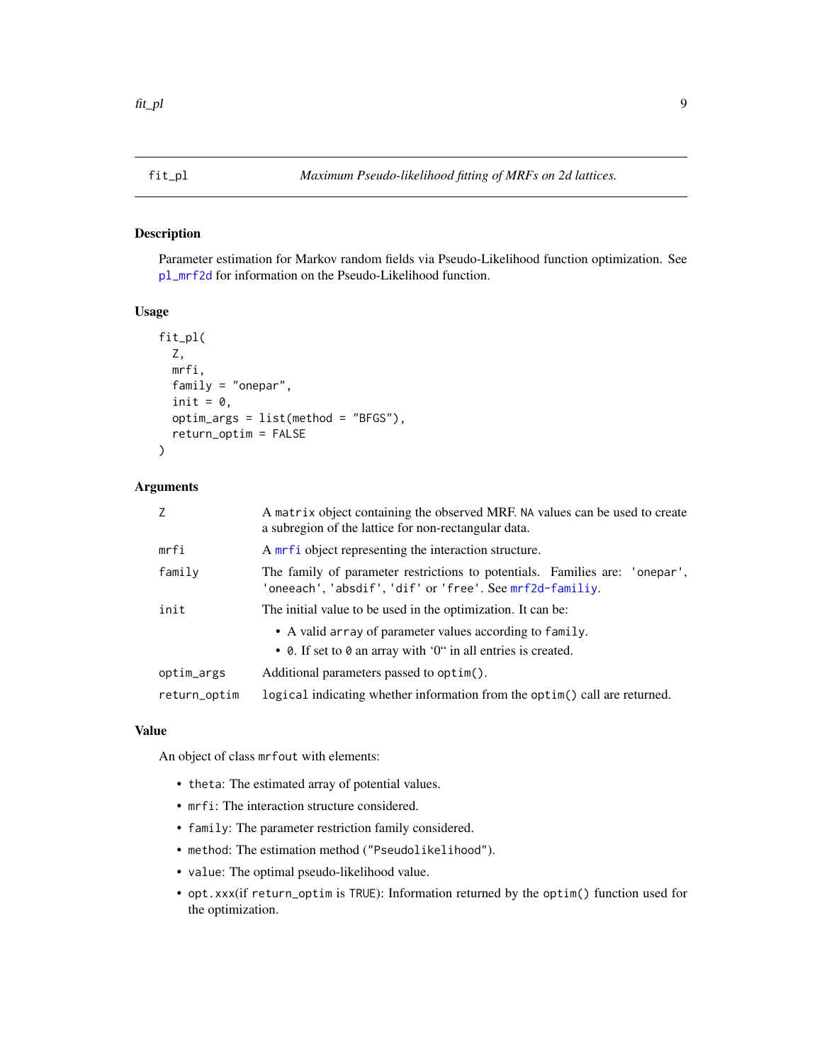## fit_pl — *Maximum Pseudo-likelihood fitting of MRFs on 2d lattices.*

### Description

Parameter estimation for Markov random fields via Pseudo-Likelihood function optimization. See `pl_mrf2d` for information on the Pseudo-Likelihood function.

### Usage

```
fit_pl(
  Z,
  mrfi,
  family = "onepar",
  init = 0,
  optim_args = list(method = "BFGS"),
  return_optim = FALSE
)
```

### Arguments

| | |
|---|---|
| `Z` | A `matrix` object containing the observed MRF. `NA` values can be used to create a subregion of the lattice for non-rectangular data. |
| `mrfi` | A `mrfi` object representing the interaction structure. |
| `family` | The family of parameter restrictions to potentials. Families are: `'onepar'`, `'oneeach'`, `'absdif'`, `'dif'` or `'free'`. See `mrf2d-familiy`. |
| `init` | The initial value to be used in the optimization. It can be: <br>• A valid `array` of parameter values according to `family`. <br>• `0`. If set to `0` an array with '0" in all entries is created. |
| `optim_args` | Additional parameters passed to `optim()`. |
| `return_optim` | `logical` indicating whether information from the `optim()` call are returned. |

### Value

An object of class `mrfout` with elements:

- `theta`: The estimated array of potential values.
- `mrfi`: The interaction structure considered.
- `family`: The parameter restriction family considered.
- `method`: The estimation method (`"Pseudolikelihood"`).
- `value`: The optimal pseudo-likelihood value.
- `opt.xxx`(if `return_optim` is `TRUE`): Information returned by the `optim()` function used for the optimization.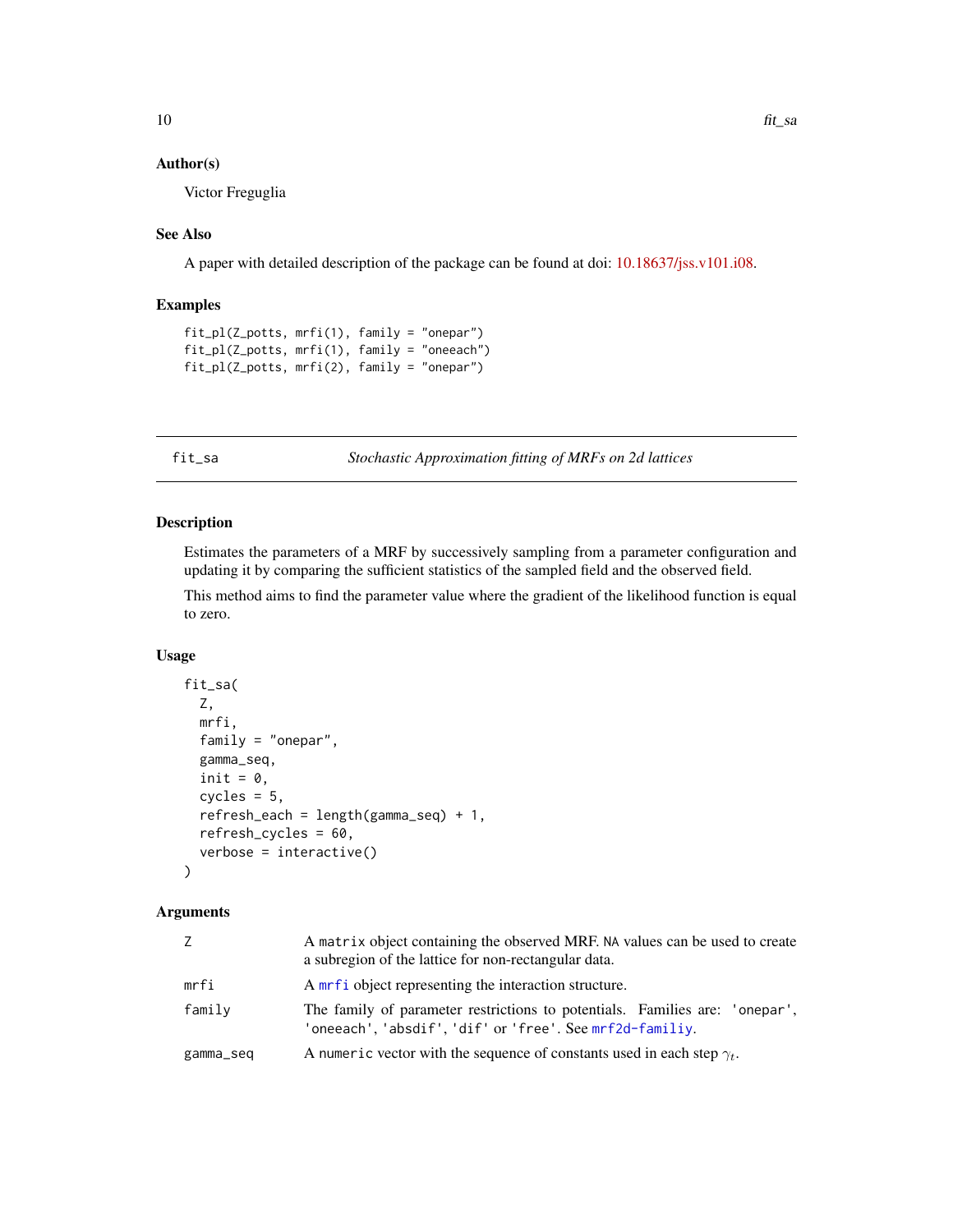### Author(s)

Victor Freguglia

### See Also

A paper with detailed description of the package can be found at doi: 10.18637/jss.v101.i08.

### Examples

```
fit_pl(Z_potts, mrfi(1), family = "onepar")
fit_pl(Z_potts, mrfi(1), family = "oneeach")
fit_pl(Z_potts, mrfi(2), family = "onepar")
```

---

## fit_sa — *Stochastic Approximation fitting of MRFs on 2d lattices*

---

### Description

Estimates the parameters of a MRF by successively sampling from a parameter configuration and updating it by comparing the sufficient statistics of the sampled field and the observed field.

This method aims to find the parameter value where the gradient of the likelihood function is equal to zero.

### Usage

```
fit_sa(
  Z,
  mrfi,
  family = "onepar",
  gamma_seq,
  init = 0,
  cycles = 5,
  refresh_each = length(gamma_seq) + 1,
  refresh_cycles = 60,
  verbose = interactive()
)
```

### Arguments

| | |
|---|---|
| Z | A `matrix` object containing the observed MRF. `NA` values can be used to create a subregion of the lattice for non-rectangular data. |
| mrfi | A `mrfi` object representing the interaction structure. |
| family | The family of parameter restrictions to potentials. Families are: `'onepar'`, `'oneeach'`, `'absdif'`, `'dif'` or `'free'`. See `mrf2d-familiy`. |
| gamma_seq | A `numeric` vector with the sequence of constants used in each step $\gamma_t$. |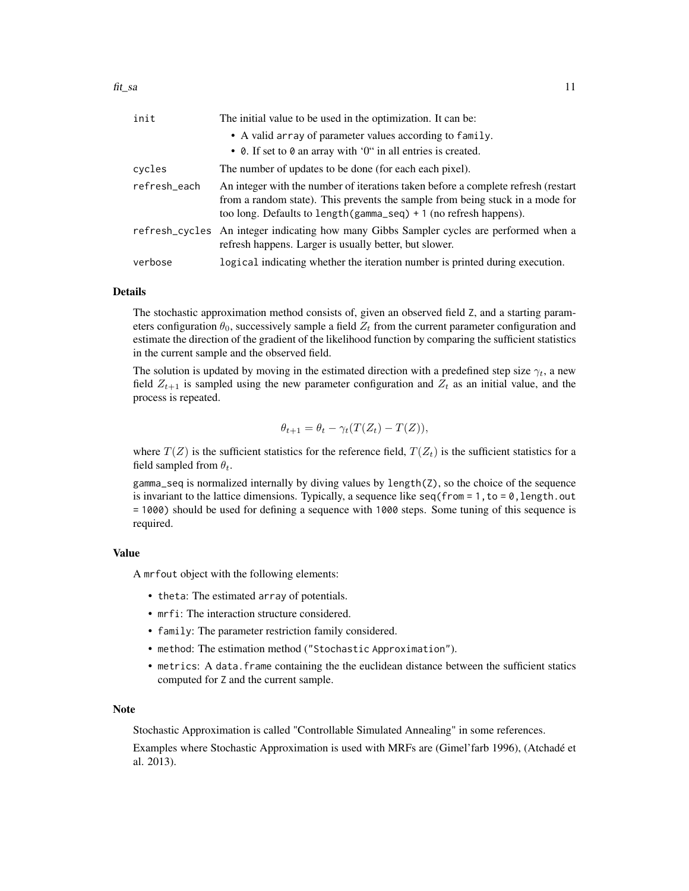| | |
|---|---|
| init | The initial value to be used in the optimization. It can be:<br>• A valid array of parameter values according to family.<br>• 0. If set to 0 an array with '0" in all entries is created. |
| cycles | The number of updates to be done (for each each pixel). |
| refresh_each | An integer with the number of iterations taken before a complete refresh (restart from a random state). This prevents the sample from being stuck in a mode for too long. Defaults to length(gamma_seq) + 1 (no refresh happens). |
| refresh_cycles | An integer indicating how many Gibbs Sampler cycles are performed when a refresh happens. Larger is usually better, but slower. |
| verbose | logical indicating whether the iteration number is printed during execution. |

### Details

The stochastic approximation method consists of, given an observed field Z, and a starting parameters configuration $\theta_0$, successively sample a field $Z_t$ from the current parameter configuration and estimate the direction of the gradient of the likelihood function by comparing the sufficient statistics in the current sample and the observed field.

The solution is updated by moving in the estimated direction with a predefined step size $\gamma_t$, a new field $Z_{t+1}$ is sampled using the new parameter configuration and $Z_t$ as an initial value, and the process is repeated.

$$\theta_{t+1} = \theta_t - \gamma_t(T(Z_t) - T(Z)),$$

where $T(Z)$ is the sufficient statistics for the reference field, $T(Z_t)$ is the sufficient statistics for a field sampled from $\theta_t$.

gamma_seq is normalized internally by diving values by length(Z), so the choice of the sequence is invariant to the lattice dimensions. Typically, a sequence like seq(from = 1, to = 0, length.out = 1000) should be used for defining a sequence with 1000 steps. Some tuning of this sequence is required.

### Value

A mrfout object with the following elements:

- theta: The estimated array of potentials.
- mrfi: The interaction structure considered.
- family: The parameter restriction family considered.
- method: The estimation method ("Stochastic Approximation").
- metrics: A data.frame containing the the euclidean distance between the sufficient statics computed for Z and the current sample.

### Note

Stochastic Approximation is called "Controllable Simulated Annealing" in some references.

Examples where Stochastic Approximation is used with MRFs are (Gimel'farb 1996), (Atchadé et al. 2013).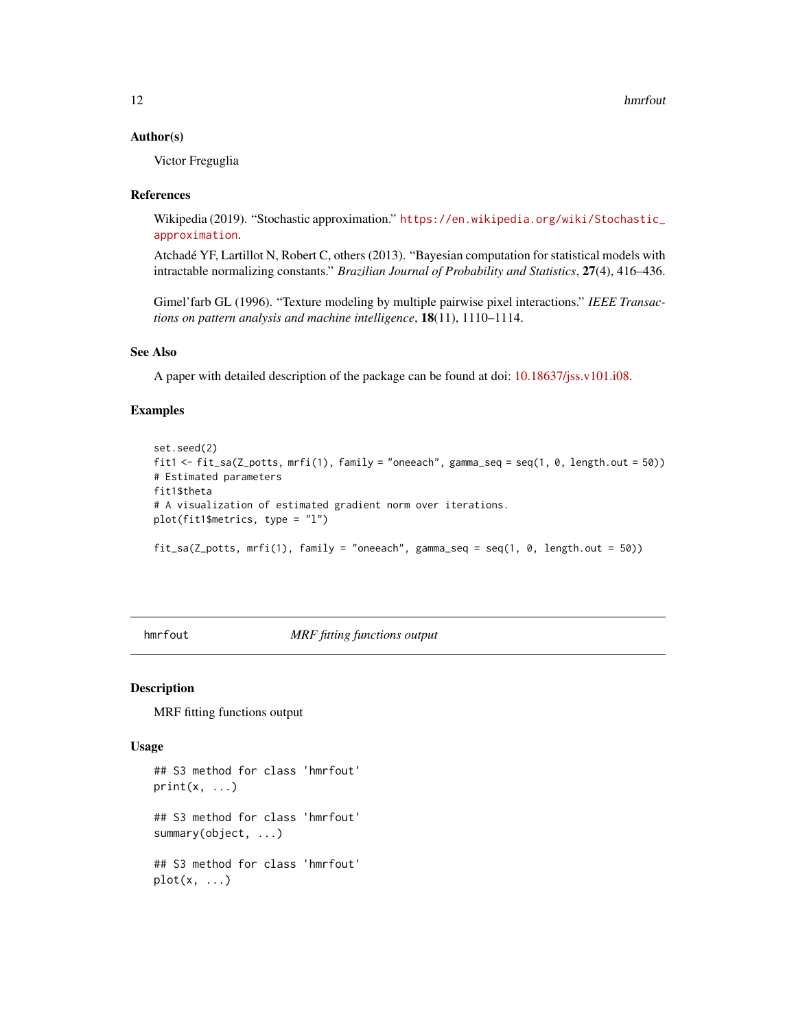### Author(s)

Victor Freguglia

### References

Wikipedia (2019). "Stochastic approximation." https://en.wikipedia.org/wiki/Stochastic_approximation.

Atchadé YF, Lartillot N, Robert C, others (2013). "Bayesian computation for statistical models with intractable normalizing constants." *Brazilian Journal of Probability and Statistics*, **27**(4), 416–436.

Gimel'farb GL (1996). "Texture modeling by multiple pairwise pixel interactions." *IEEE Transactions on pattern analysis and machine intelligence*, **18**(11), 1110–1114.

### See Also

A paper with detailed description of the package can be found at doi: 10.18637/jss.v101.i08.

### Examples

```
set.seed(2)
fit1 <- fit_sa(Z_potts, mrfi(1), family = "oneeach", gamma_seq = seq(1, 0, length.out = 50))
# Estimated parameters
fit1$theta
# A visualization of estimated gradient norm over iterations.
plot(fit1$metrics, type = "l")

fit_sa(Z_potts, mrfi(1), family = "oneeach", gamma_seq = seq(1, 0, length.out = 50))
```

---

## hmrfout — *MRF fitting functions output*

### Description

MRF fitting functions output

### Usage

```
## S3 method for class 'hmrfout'
print(x, ...)

## S3 method for class 'hmrfout'
summary(object, ...)

## S3 method for class 'hmrfout'
plot(x, ...)
```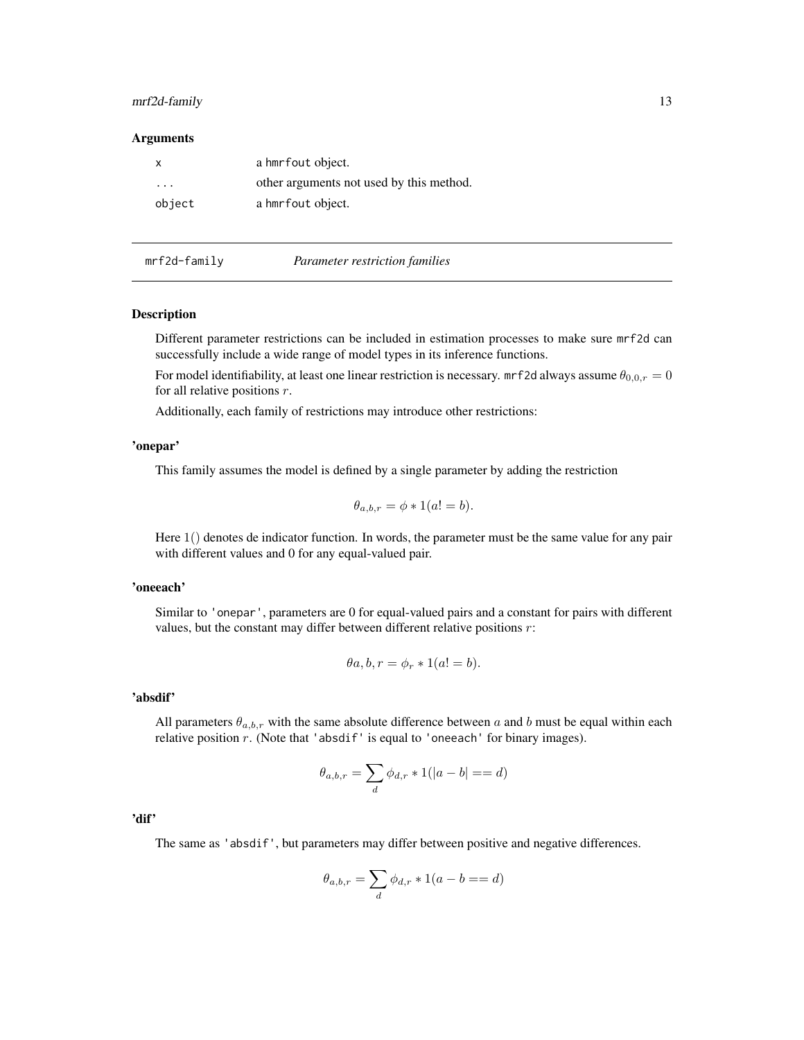### Arguments

| | |
|---|---|
| x | a hmrfout object. |
| ... | other arguments not used by this method. |
| object | a hmrfout object. |

## mrf2d-family — *Parameter restriction families*

### Description

Different parameter restrictions can be included in estimation processes to make sure mrf2d can successfully include a wide range of model types in its inference functions.

For model identifiability, at least one linear restriction is necessary. mrf2d always assume $\theta_{0,0,r} = 0$ for all relative positions $r$.

Additionally, each family of restrictions may introduce other restrictions:

### 'onepar'

This family assumes the model is defined by a single parameter by adding the restriction

$$\theta_{a,b,r} = \phi * 1(a! = b).$$

Here $1()$ denotes de indicator function. In words, the parameter must be the same value for any pair with different values and 0 for any equal-valued pair.

### 'oneeach'

Similar to 'onepar', parameters are 0 for equal-valued pairs and a constant for pairs with different values, but the constant may differ between different relative positions $r$:

$$\theta a, b, r = \phi_r * 1(a! = b).$$

### 'absdif'

All parameters $\theta_{a,b,r}$ with the same absolute difference between $a$ and $b$ must be equal within each relative position $r$. (Note that 'absdif' is equal to 'oneeach' for binary images).

$$\theta_{a,b,r} = \sum_d \phi_{d,r} * 1(|a - b| == d)$$

### 'dif'

The same as 'absdif', but parameters may differ between positive and negative differences.

$$\theta_{a,b,r} = \sum_d \phi_{d,r} * 1(a - b == d)$$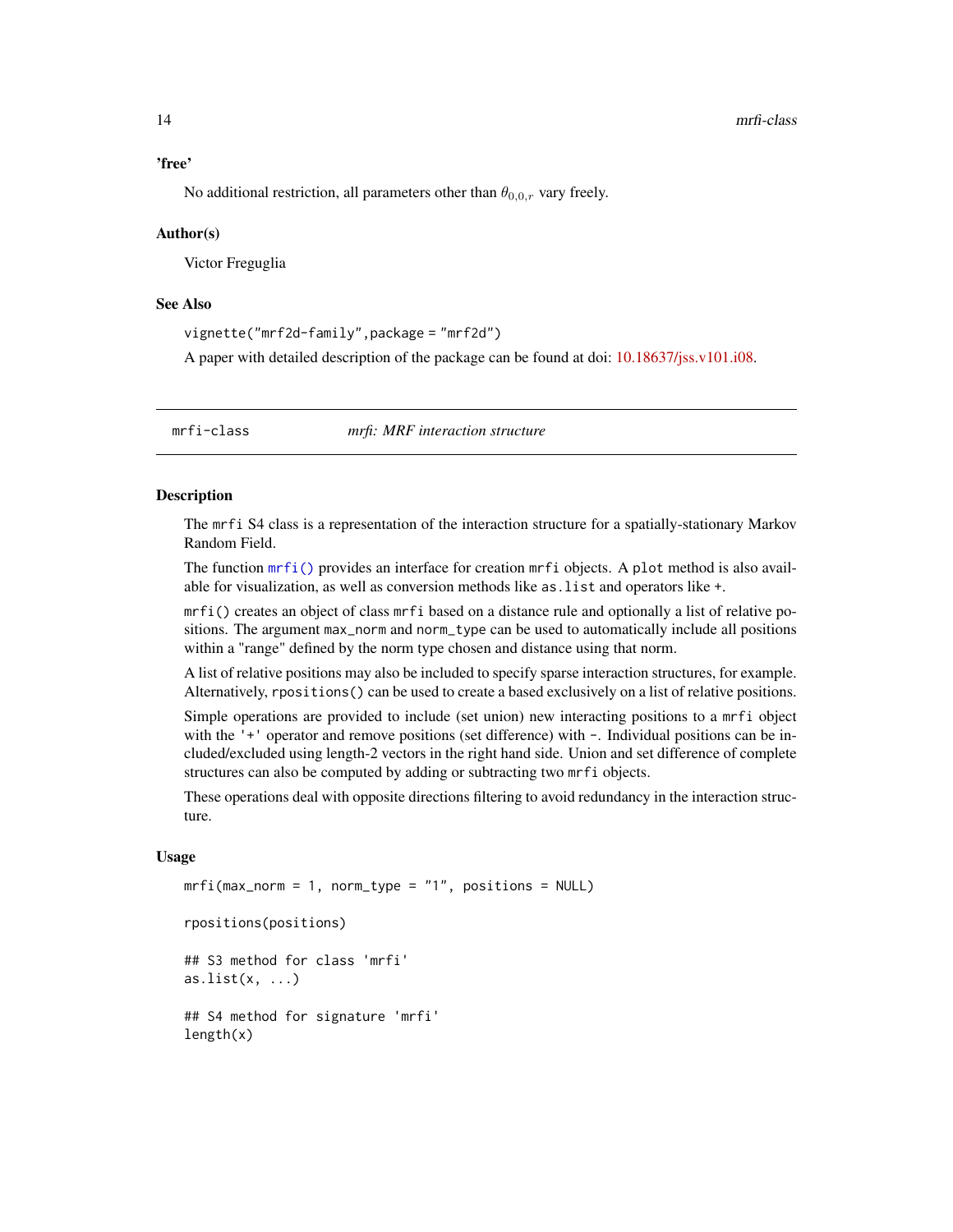### 'free'

No additional restriction, all parameters other than $\theta_{0,0,r}$ vary freely.

### Author(s)

Victor Freguglia

### See Also

`vignette("mrf2d-family",package = "mrf2d")`

A paper with detailed description of the package can be found at doi: 10.18637/jss.v101.i08.

---

## mrfi-class — *mrfi: MRF interaction structure*

### Description

The `mrfi` S4 class is a representation of the interaction structure for a spatially-stationary Markov Random Field.

The function `mrfi()` provides an interface for creation `mrfi` objects. A `plot` method is also available for visualization, as well as conversion methods like `as.list` and operators like `+`.

`mrfi()` creates an object of class `mrfi` based on a distance rule and optionally a list of relative positions. The argument `max_norm` and `norm_type` can be used to automatically include all positions within a "range" defined by the norm type chosen and distance using that norm.

A list of relative positions may also be included to specify sparse interaction structures, for example. Alternatively, `rpositions()` can be used to create a based exclusively on a list of relative positions.

Simple operations are provided to include (set union) new interacting positions to a `mrfi` object with the `'+'` operator and remove positions (set difference) with `-`. Individual positions can be included/excluded using length-2 vectors in the right hand side. Union and set difference of complete structures can also be computed by adding or subtracting two `mrfi` objects.

These operations deal with opposite directions filtering to avoid redundancy in the interaction structure.

### Usage

```
mrfi(max_norm = 1, norm_type = "1", positions = NULL)

rpositions(positions)

## S3 method for class 'mrfi'
as.list(x, ...)

## S4 method for signature 'mrfi'
length(x)
```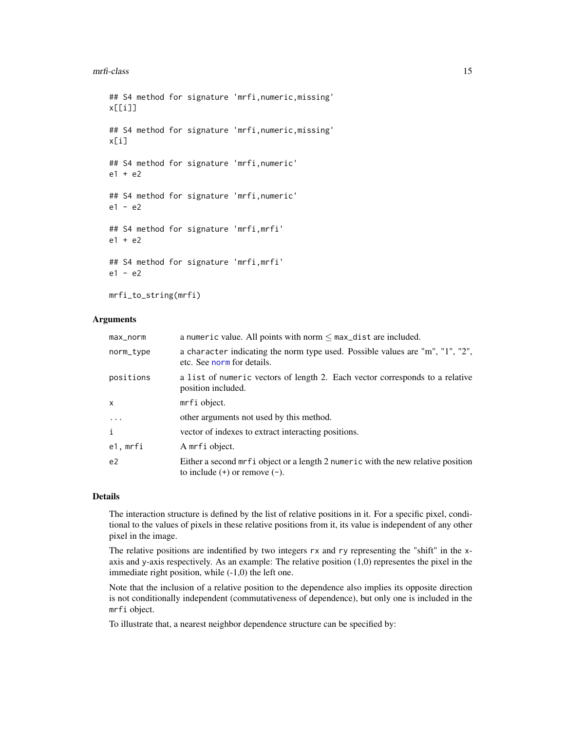```
## S4 method for signature 'mrfi,numeric,missing'
x[[i]]

## S4 method for signature 'mrfi,numeric,missing'
x[i]

## S4 method for signature 'mrfi,numeric'
e1 + e2

## S4 method for signature 'mrfi,numeric'
e1 - e2

## S4 method for signature 'mrfi,mrfi'
e1 + e2

## S4 method for signature 'mrfi,mrfi'
e1 - e2

mrfi_to_string(mrfi)
```

### Arguments

| | |
|---|---|
| `max_norm` | a `numeric` value. All points with norm $\leq$ `max_dist` are included. |
| `norm_type` | a `character` indicating the norm type used. Possible values are "m", "1", "2", etc. See `norm` for details. |
| `positions` | a `list` of `numeric` vectors of length 2. Each vector corresponds to a relative position included. |
| `x` | `mrfi` object. |
| `...` | other arguments not used by this method. |
| `i` | vector of indexes to extract interacting positions. |
| `e1, mrfi` | A `mrfi` object. |
| `e2` | Either a second `mrfi` object or a length 2 `numeric` with the new relative position to include (`+`) or remove (`-`). |

### Details

The interaction structure is defined by the list of relative positions in it. For a specific pixel, conditional to the values of pixels in these relative positions from it, its value is independent of any other pixel in the image.

The relative positions are indentified by two integers `rx` and `ry` representing the "shift" in the `x`-axis and `y`-axis respectively. As an example: The relative position (1,0) representes the pixel in the immediate right position, while (-1,0) the left one.

Note that the inclusion of a relative position to the dependence also implies its opposite direction is not conditionally independent (commutativeness of dependence), but only one is included in the `mrfi` object.

To illustrate that, a nearest neighbor dependence structure can be specified by: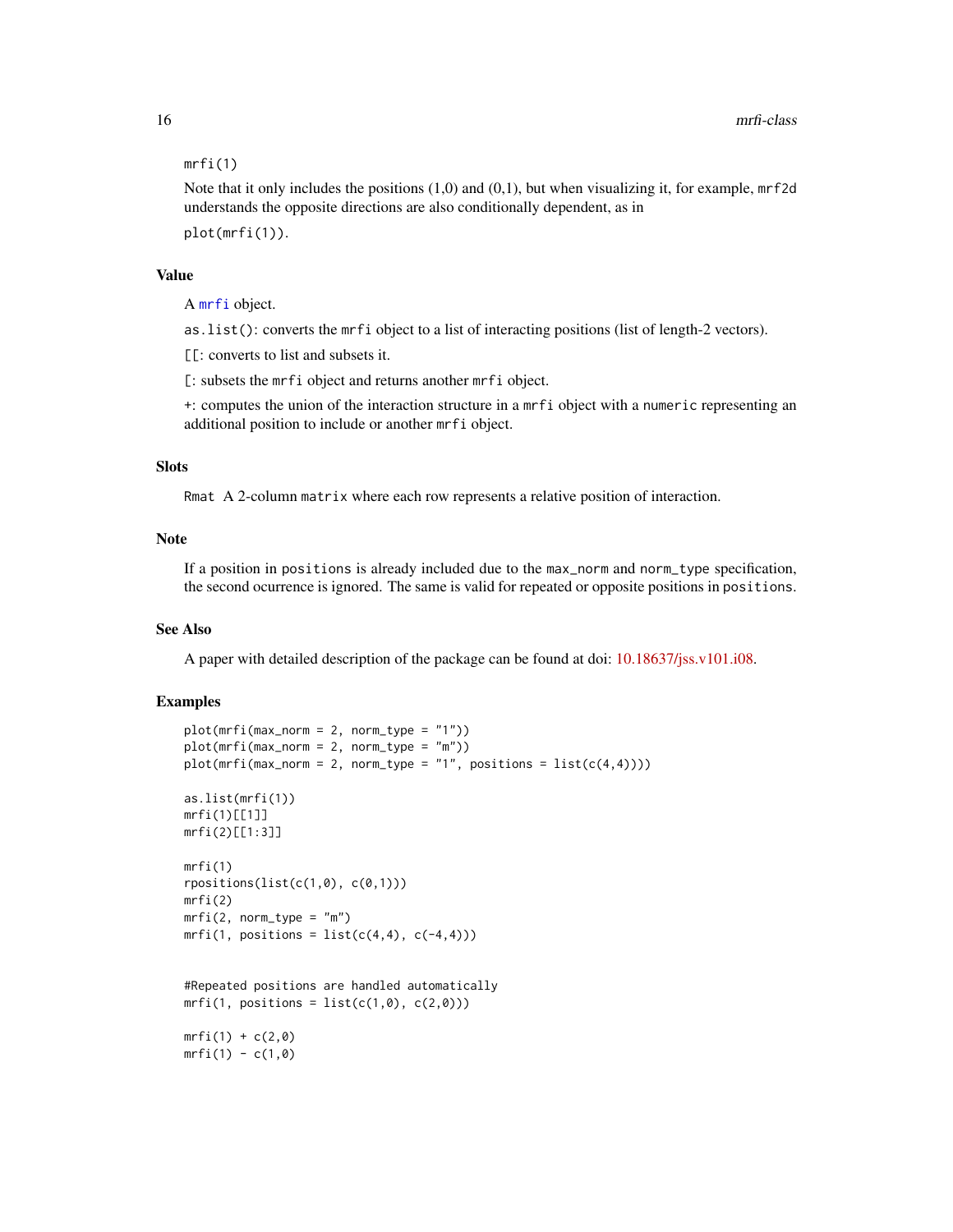```
mrfi(1)
```

Note that it only includes the positions (1,0) and (0,1), but when visualizing it, for example, `mrf2d` understands the opposite directions are also conditionally dependent, as in

`plot(mrfi(1))`.

## Value

A `mrfi` object.

`as.list()`: converts the `mrfi` object to a list of interacting positions (list of length-2 vectors).

`[[`: converts to list and subsets it.

`[`: subsets the `mrfi` object and returns another `mrfi` object.

`+`: computes the union of the interaction structure in a `mrfi` object with a `numeric` representing an additional position to include or another `mrfi` object.

## Slots

`Rmat` A 2-column `matrix` where each row represents a relative position of interaction.

## Note

If a position in `positions` is already included due to the `max_norm` and `norm_type` specification, the second ocurrence is ignored. The same is valid for repeated or opposite positions in `positions`.

## See Also

A paper with detailed description of the package can be found at doi: 10.18637/jss.v101.i08.

## Examples

```
plot(mrfi(max_norm = 2, norm_type = "1"))
plot(mrfi(max_norm = 2, norm_type = "m"))
plot(mrfi(max_norm = 2, norm_type = "1", positions = list(c(4,4))))

as.list(mrfi(1))
mrfi(1)[[1]]
mrfi(2)[[1:3]]

mrfi(1)
rpositions(list(c(1,0), c(0,1)))
mrfi(2)
mrfi(2, norm_type = "m")
mrfi(1, positions = list(c(4,4), c(-4,4)))


#Repeated positions are handled automatically
mrfi(1, positions = list(c(1,0), c(2,0)))

mrfi(1) + c(2,0)
mrfi(1) - c(1,0)
```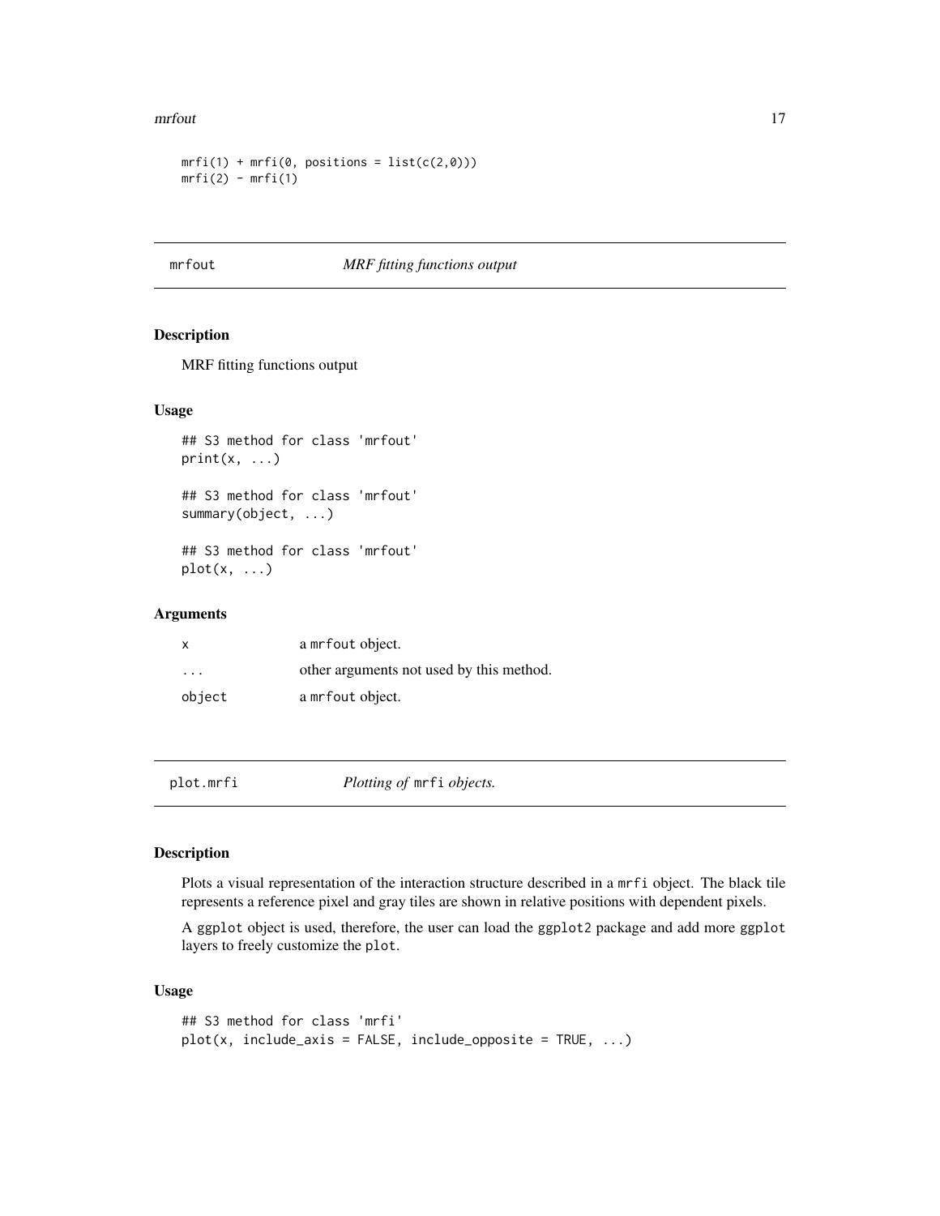```
mrfi(1) + mrfi(0, positions = list(c(2,0)))
mrfi(2) - mrfi(1)
```

## mrfout — *MRF fitting functions output*

### Description

MRF fitting functions output

### Usage

```
## S3 method for class 'mrfout'
print(x, ...)

## S3 method for class 'mrfout'
summary(object, ...)

## S3 method for class 'mrfout'
plot(x, ...)
```

### Arguments

| | |
|---|---|
| x | a `mrfout` object. |
| ... | other arguments not used by this method. |
| object | a `mrfout` object. |

## plot.mrfi — *Plotting of `mrfi` objects.*

### Description

Plots a visual representation of the interaction structure described in a `mrfi` object. The black tile represents a reference pixel and gray tiles are shown in relative positions with dependent pixels.

A `ggplot` object is used, therefore, the user can load the `ggplot2` package and add more `ggplot` layers to freely customize the `plot`.

### Usage

```
## S3 method for class 'mrfi'
plot(x, include_axis = FALSE, include_opposite = TRUE, ...)
```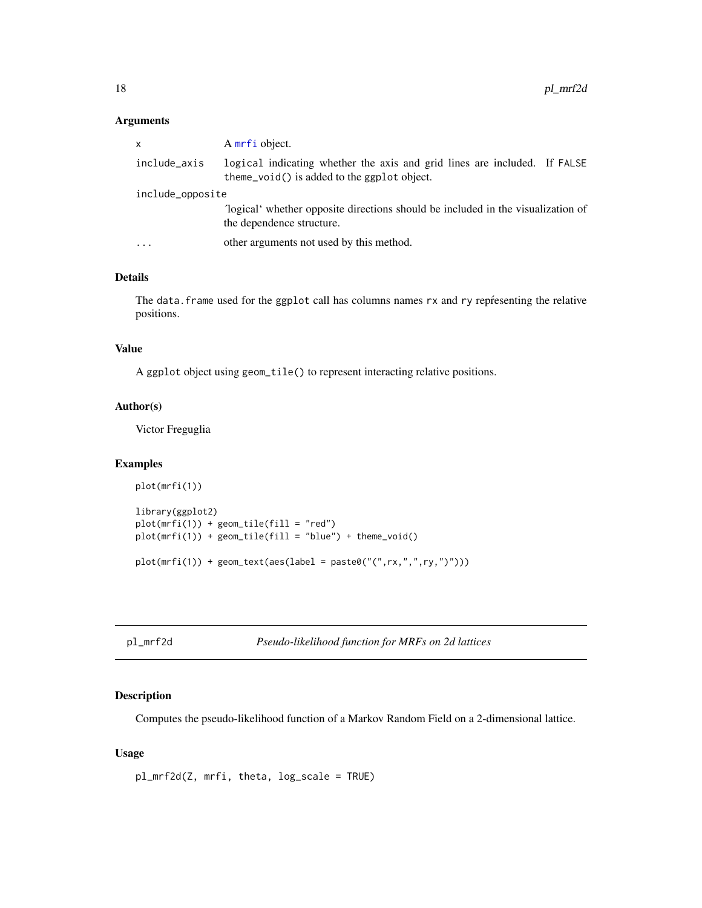### Arguments

| | |
|---|---|
| x | A mrfi object. |
| include_axis | logical indicating whether the axis and grid lines are included. If FALSE theme_void() is added to the ggplot object. |
| include_opposite | ´logical‘ whether opposite directions should be included in the visualization of the dependence structure. |
| ... | other arguments not used by this method. |

### Details

The data.frame used for the ggplot call has columns names rx and ry repŕesenting the relative positions.

### Value

A ggplot object using geom_tile() to represent interacting relative positions.

### Author(s)

Victor Freguglia

### Examples

```
plot(mrfi(1))

library(ggplot2)
plot(mrfi(1)) + geom_tile(fill = "red")
plot(mrfi(1)) + geom_tile(fill = "blue") + theme_void()

plot(mrfi(1)) + geom_text(aes(label = paste0("(",rx,",",ry,")")))
```

---

## pl_mrf2d — *Pseudo-likelihood function for MRFs on 2d lattices*

### Description

Computes the pseudo-likelihood function of a Markov Random Field on a 2-dimensional lattice.

### Usage

```
pl_mrf2d(Z, mrfi, theta, log_scale = TRUE)
```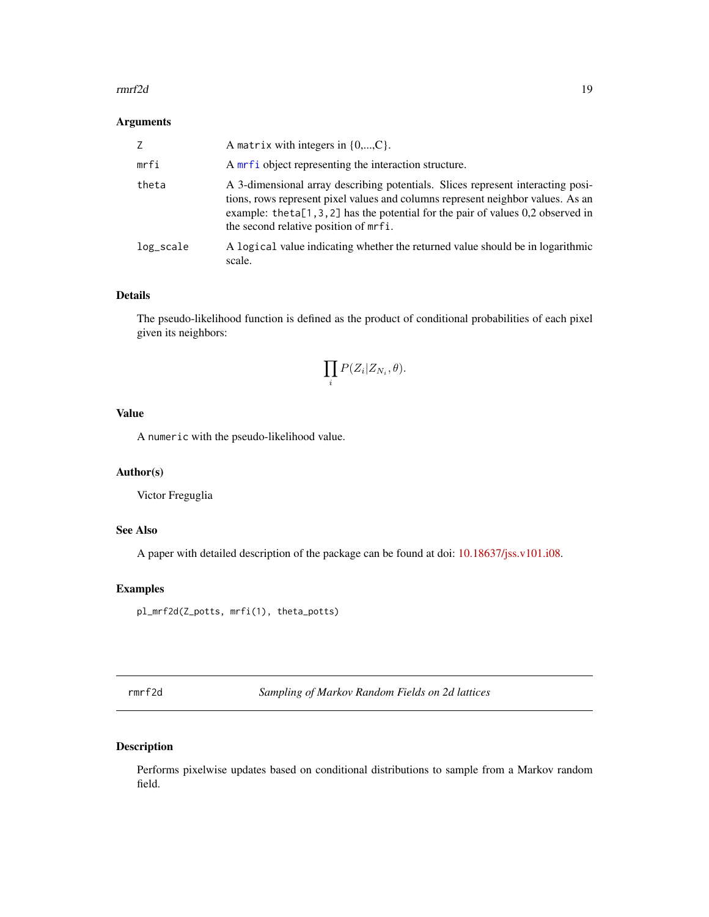### Arguments

| | |
|---|---|
| Z | A `matrix` with integers in {0,...,C}. |
| mrfi | A `mrfi` object representing the interaction structure. |
| theta | A 3-dimensional array describing potentials. Slices represent interacting positions, rows represent pixel values and columns represent neighbor values. As an example: `theta[1,3,2]` has the potential for the pair of values 0,2 observed in the second relative position of `mrfi`. |
| log_scale | A `logical` value indicating whether the returned value should be in logarithmic scale. |

### Details

The pseudo-likelihood function is defined as the product of conditional probabilities of each pixel given its neighbors:

$$\prod_i P(Z_i | Z_{N_i}, \theta).$$

### Value

A `numeric` with the pseudo-likelihood value.

### Author(s)

Victor Freguglia

### See Also

A paper with detailed description of the package can be found at doi: 10.18637/jss.v101.i08.

### Examples

```
pl_mrf2d(Z_potts, mrfi(1), theta_potts)
```

---

## rmrf2d — *Sampling of Markov Random Fields on 2d lattices*

---

### Description

Performs pixelwise updates based on conditional distributions to sample from a Markov random field.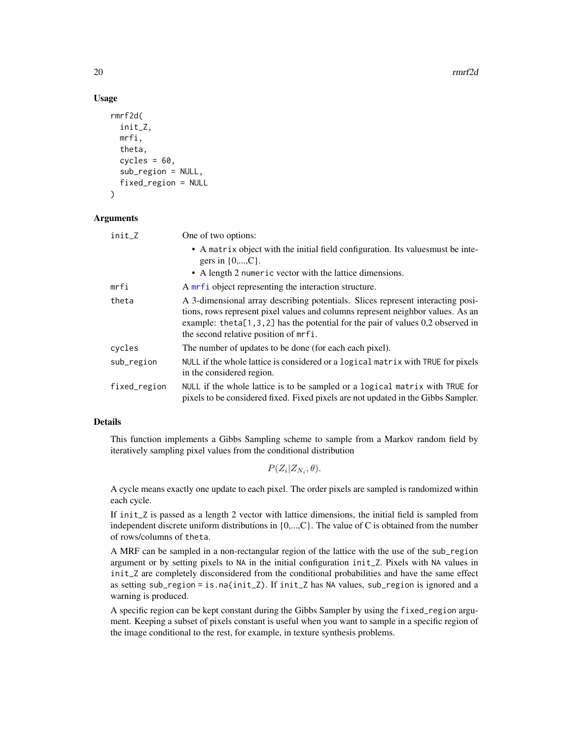## Usage

```
rmrf2d(
  init_Z,
  mrfi,
  theta,
  cycles = 60,
  sub_region = NULL,
  fixed_region = NULL
)
```

## Arguments

| | |
|---|---|
| init_Z | One of two options: <br>• A matrix object with the initial field configuration. Its valuesmust be integers in {0,...,C}. <br>• A length 2 numeric vector with the lattice dimensions. |
| mrfi | A mrfi object representing the interaction structure. |
| theta | A 3-dimensional array describing potentials. Slices represent interacting positions, rows represent pixel values and columns represent neighbor values. As an example: theta[1,3,2] has the potential for the pair of values 0,2 observed in the second relative position of mrfi. |
| cycles | The number of updates to be done (for each each pixel). |
| sub_region | NULL if the whole lattice is considered or a logical matrix with TRUE for pixels in the considered region. |
| fixed_region | NULL if the whole lattice is to be sampled or a logical matrix with TRUE for pixels to be considered fixed. Fixed pixels are not updated in the Gibbs Sampler. |

## Details

This function implements a Gibbs Sampling scheme to sample from a Markov random field by iteratively sampling pixel values from the conditional distribution

$$P(Z_i|Z_{N_i}, \theta).$$

A cycle means exactly one update to each pixel. The order pixels are sampled is randomized within each cycle.

If init_Z is passed as a length 2 vector with lattice dimensions, the initial field is sampled from independent discrete uniform distributions in {0,...,C}. The value of C is obtained from the number of rows/columns of theta.

A MRF can be sampled in a non-rectangular region of the lattice with the use of the sub_region argument or by setting pixels to NA in the initial configuration init_Z. Pixels with NA values in init_Z are completely disconsidered from the conditional probabilities and have the same effect as setting sub_region = is.na(init_Z). If init_Z has NA values, sub_region is ignored and a warning is produced.

A specific region can be kept constant during the Gibbs Sampler by using the fixed_region argument. Keeping a subset of pixels constant is useful when you want to sample in a specific region of the image conditional to the rest, for example, in texture synthesis problems.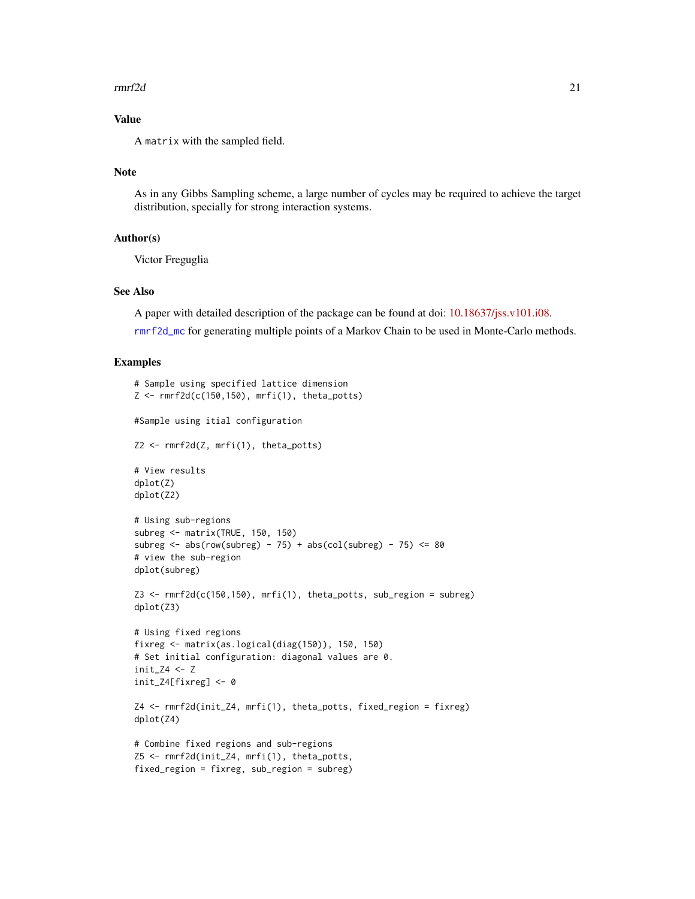## Value

A `matrix` with the sampled field.

## Note

As in any Gibbs Sampling scheme, a large number of cycles may be required to achieve the target distribution, specially for strong interaction systems.

## Author(s)

Victor Freguglia

## See Also

A paper with detailed description of the package can be found at doi: 10.18637/jss.v101.i08.

`rmrf2d_mc` for generating multiple points of a Markov Chain to be used in Monte-Carlo methods.

## Examples

```
# Sample using specified lattice dimension
Z <- rmrf2d(c(150,150), mrfi(1), theta_potts)

#Sample using itial configuration

Z2 <- rmrf2d(Z, mrfi(1), theta_potts)

# View results
dplot(Z)
dplot(Z2)

# Using sub-regions
subreg <- matrix(TRUE, 150, 150)
subreg <- abs(row(subreg) - 75) + abs(col(subreg) - 75) <= 80
# view the sub-region
dplot(subreg)

Z3 <- rmrf2d(c(150,150), mrfi(1), theta_potts, sub_region = subreg)
dplot(Z3)

# Using fixed regions
fixreg <- matrix(as.logical(diag(150)), 150, 150)
# Set initial configuration: diagonal values are 0.
init_Z4 <- Z
init_Z4[fixreg] <- 0

Z4 <- rmrf2d(init_Z4, mrfi(1), theta_potts, fixed_region = fixreg)
dplot(Z4)

# Combine fixed regions and sub-regions
Z5 <- rmrf2d(init_Z4, mrfi(1), theta_potts,
fixed_region = fixreg, sub_region = subreg)
```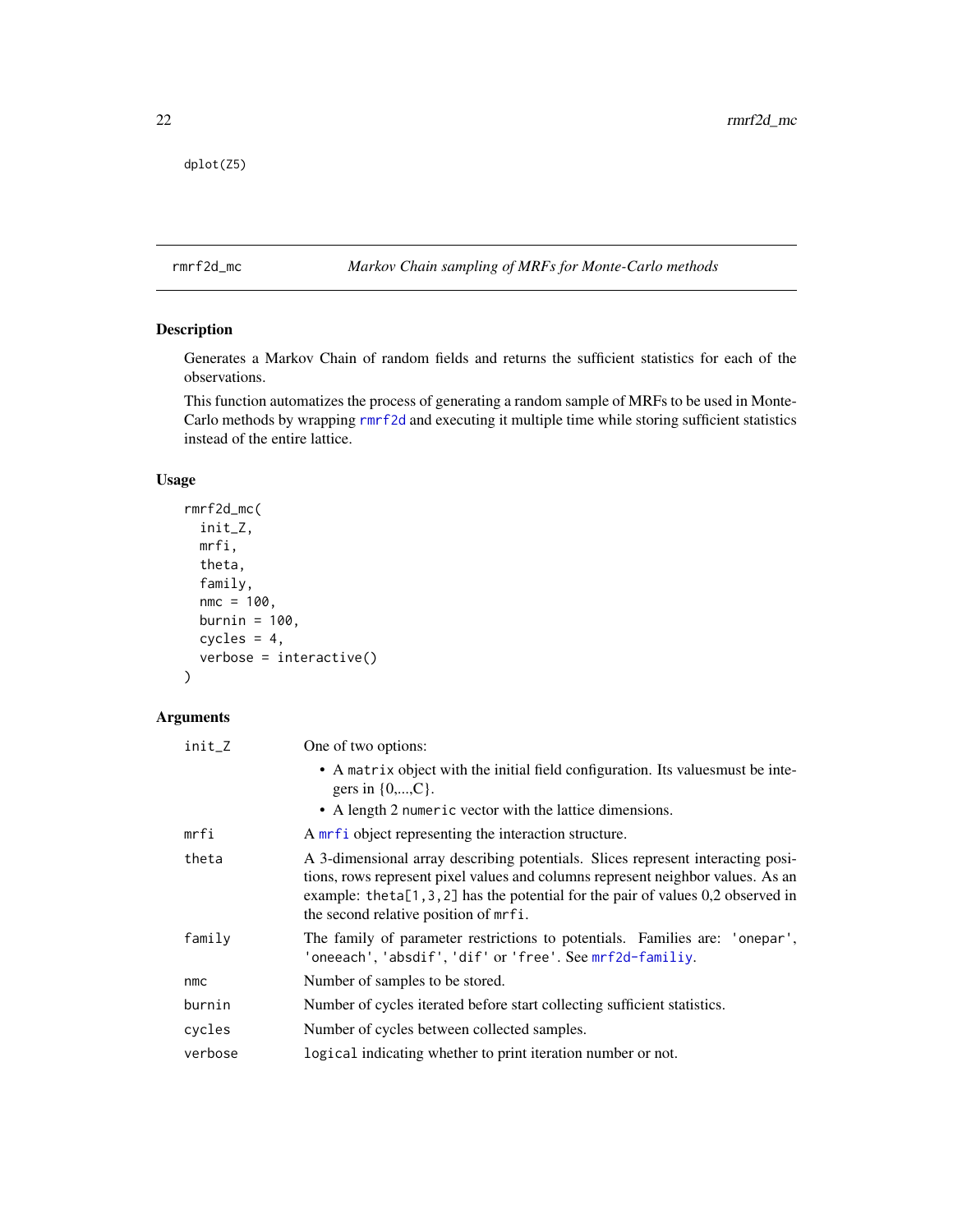```
dplot(Z5)
```

## rmrf2d_mc — *Markov Chain sampling of MRFs for Monte-Carlo methods*

### Description

Generates a Markov Chain of random fields and returns the sufficient statistics for each of the observations.

This function automatizes the process of generating a random sample of MRFs to be used in Monte-Carlo methods by wrapping `rmrf2d` and executing it multiple time while storing sufficient statistics instead of the entire lattice.

### Usage

```
rmrf2d_mc(
  init_Z,
  mrfi,
  theta,
  family,
  nmc = 100,
  burnin = 100,
  cycles = 4,
  verbose = interactive()
)
```

### Arguments

| Argument | Description |
|---|---|
| `init_Z` | One of two options: <br>• A `matrix` object with the initial field configuration. Its valuesmust be integers in {0,...,C}. <br>• A length 2 `numeric` vector with the lattice dimensions. |
| `mrfi` | A `mrfi` object representing the interaction structure. |
| `theta` | A 3-dimensional array describing potentials. Slices represent interacting positions, rows represent pixel values and columns represent neighbor values. As an example: `theta[1,3,2]` has the potential for the pair of values 0,2 observed in the second relative position of `mrfi`. |
| `family` | The family of parameter restrictions to potentials. Families are: `'onepar'`, `'oneeach'`, `'absdif'`, `'dif'` or `'free'`. See `mrf2d-familiy`. |
| `nmc` | Number of samples to be stored. |
| `burnin` | Number of cycles iterated before start collecting sufficient statistics. |
| `cycles` | Number of cycles between collected samples. |
| `verbose` | `logical` indicating whether to print iteration number or not. |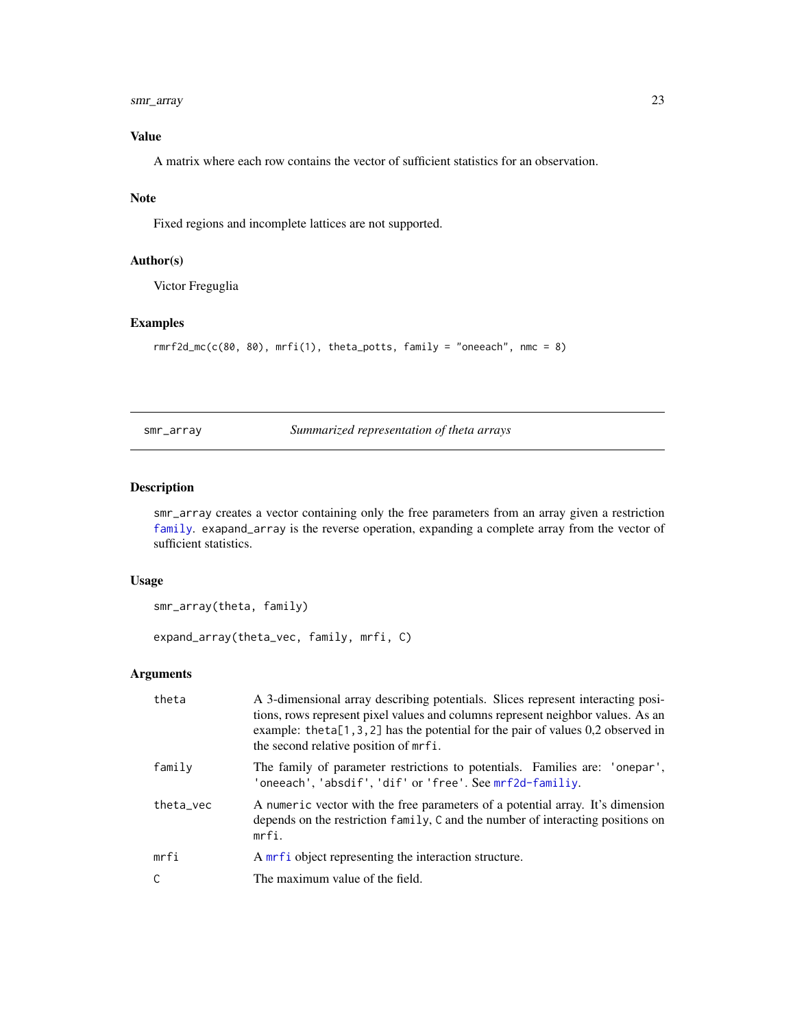## Value

A matrix where each row contains the vector of sufficient statistics for an observation.

## Note

Fixed regions and incomplete lattices are not supported.

## Author(s)

Victor Freguglia

## Examples

```
rmrf2d_mc(c(80, 80), mrfi(1), theta_potts, family = "oneeach", nmc = 8)
```

---

# smr_array — *Summarized representation of theta arrays*

---

## Description

`smr_array` creates a vector containing only the free parameters from an array given a restriction `family`. `exapand_array` is the reverse operation, expanding a complete array from the vector of sufficient statistics.

## Usage

```
smr_array(theta, family)

expand_array(theta_vec, family, mrfi, C)
```

## Arguments

| | |
|---|---|
| `theta` | A 3-dimensional array describing potentials. Slices represent interacting positions, rows represent pixel values and columns represent neighbor values. As an example: `theta[1,3,2]` has the potential for the pair of values 0,2 observed in the second relative position of `mrfi`. |
| `family` | The family of parameter restrictions to potentials. Families are: `'onepar'`, `'oneeach'`, `'absdif'`, `'dif'` or `'free'`. See `mrf2d-familiy`. |
| `theta_vec` | A `numeric` vector with the free parameters of a potential array. It's dimension depends on the restriction `family`, `C` and the number of interacting positions on `mrfi`. |
| `mrfi` | A `mrfi` object representing the interaction structure. |
| `C` | The maximum value of the field. |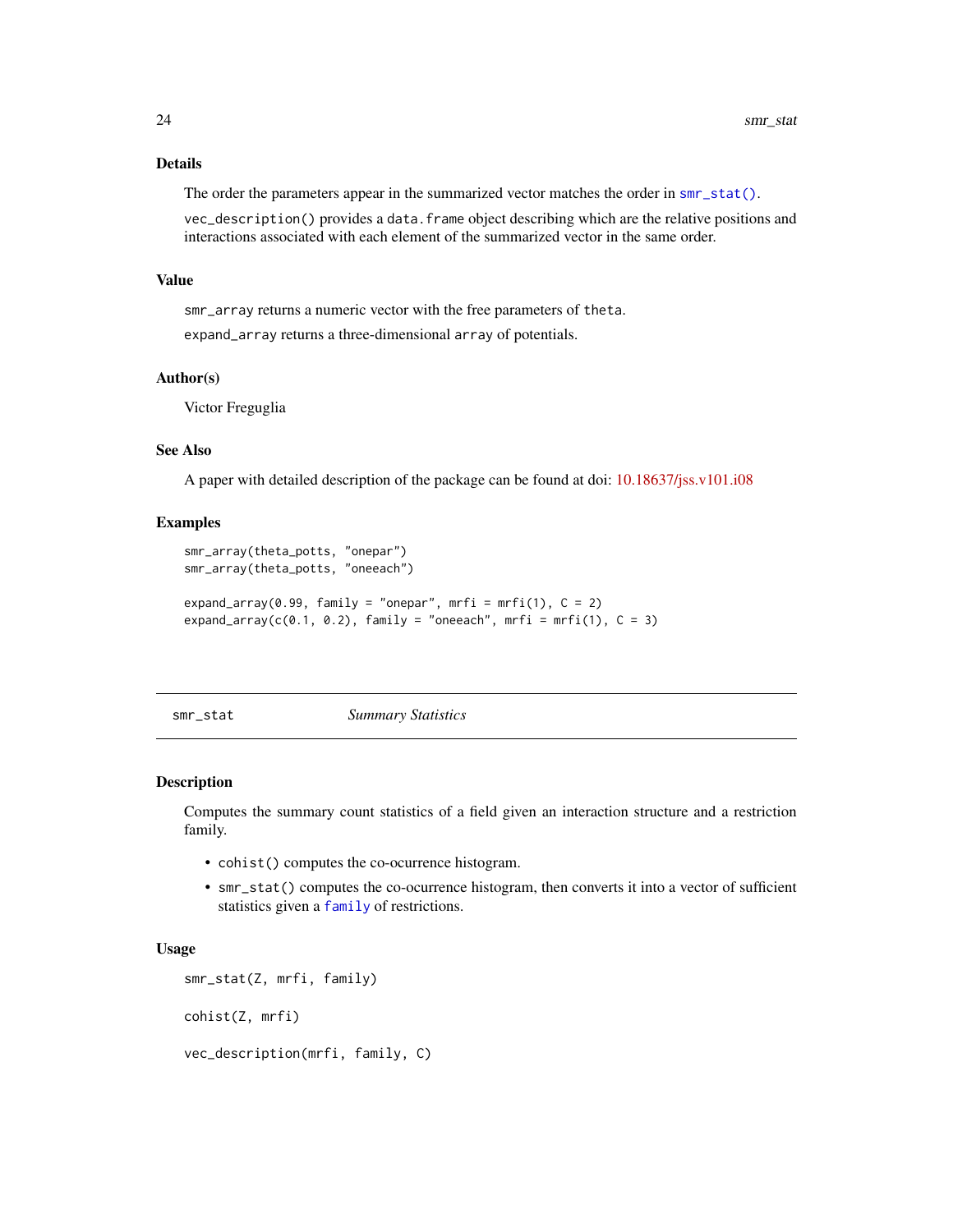### Details

The order the parameters appear in the summarized vector matches the order in `smr_stat()`.

`vec_description()` provides a `data.frame` object describing which are the relative positions and interactions associated with each element of the summarized vector in the same order.

### Value

`smr_array` returns a numeric vector with the free parameters of `theta`.

`expand_array` returns a three-dimensional `array` of potentials.

### Author(s)

Victor Freguglia

### See Also

A paper with detailed description of the package can be found at doi: 10.18637/jss.v101.i08

### Examples

```
smr_array(theta_potts, "onepar")
smr_array(theta_potts, "oneeach")

expand_array(0.99, family = "onepar", mrfi = mrfi(1), C = 2)
expand_array(c(0.1, 0.2), family = "oneeach", mrfi = mrfi(1), C = 3)
```

---

## smr_stat — *Summary Statistics*

### Description

Computes the summary count statistics of a field given an interaction structure and a restriction family.

- `cohist()` computes the co-ocurrence histogram.
- `smr_stat()` computes the co-ocurrence histogram, then converts it into a vector of sufficient statistics given a `family` of restrictions.

### Usage

```
smr_stat(Z, mrfi, family)

cohist(Z, mrfi)

vec_description(mrfi, family, C)
```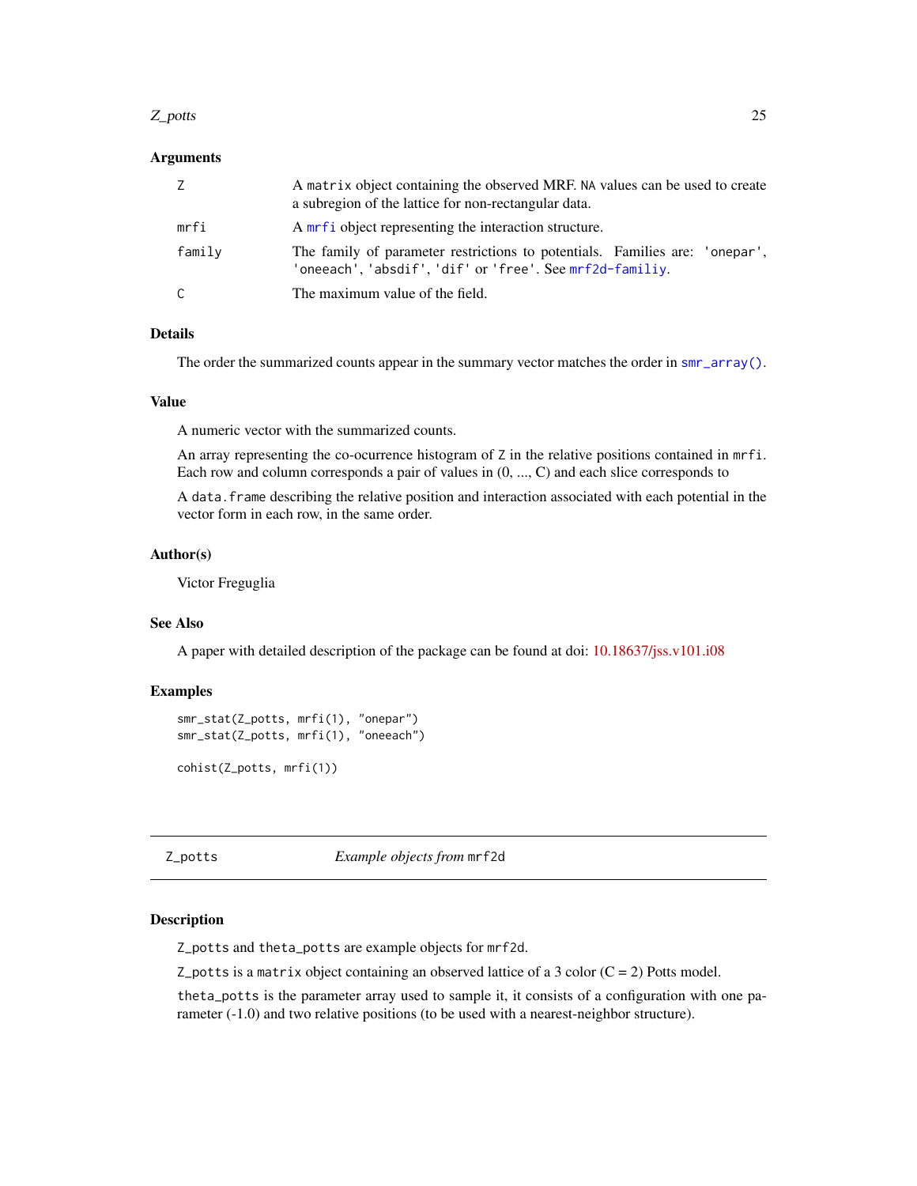### Arguments

| | |
|---|---|
| Z | A `matrix` object containing the observed MRF. `NA` values can be used to create a subregion of the lattice for non-rectangular data. |
| mrfi | A `mrfi` object representing the interaction structure. |
| family | The family of parameter restrictions to potentials. Families are: `'onepar'`, `'oneeach'`, `'absdif'`, `'dif'` or `'free'`. See `mrf2d-familiy`. |
| C | The maximum value of the field. |

### Details

The order the summarized counts appear in the summary vector matches the order in `smr_array()`.

### Value

A numeric vector with the summarized counts.

An array representing the co-ocurrence histogram of `Z` in the relative positions contained in `mrfi`. Each row and column corresponds a pair of values in (0, ..., C) and each slice corresponds to

A `data.frame` describing the relative position and interaction associated with each potential in the vector form in each row, in the same order.

### Author(s)

Victor Freguglia

### See Also

A paper with detailed description of the package can be found at doi: 10.18637/jss.v101.i08

### Examples

```
smr_stat(Z_potts, mrfi(1), "onepar")
smr_stat(Z_potts, mrfi(1), "oneeach")

cohist(Z_potts, mrfi(1))
```

---

## Z_potts    *Example objects from* `mrf2d`

### Description

`Z_potts` and `theta_potts` are example objects for `mrf2d`.

`Z_potts` is a `matrix` object containing an observed lattice of a 3 color (C = 2) Potts model.

`theta_potts` is the parameter array used to sample it, it consists of a configuration with one parameter (-1.0) and two relative positions (to be used with a nearest-neighbor structure).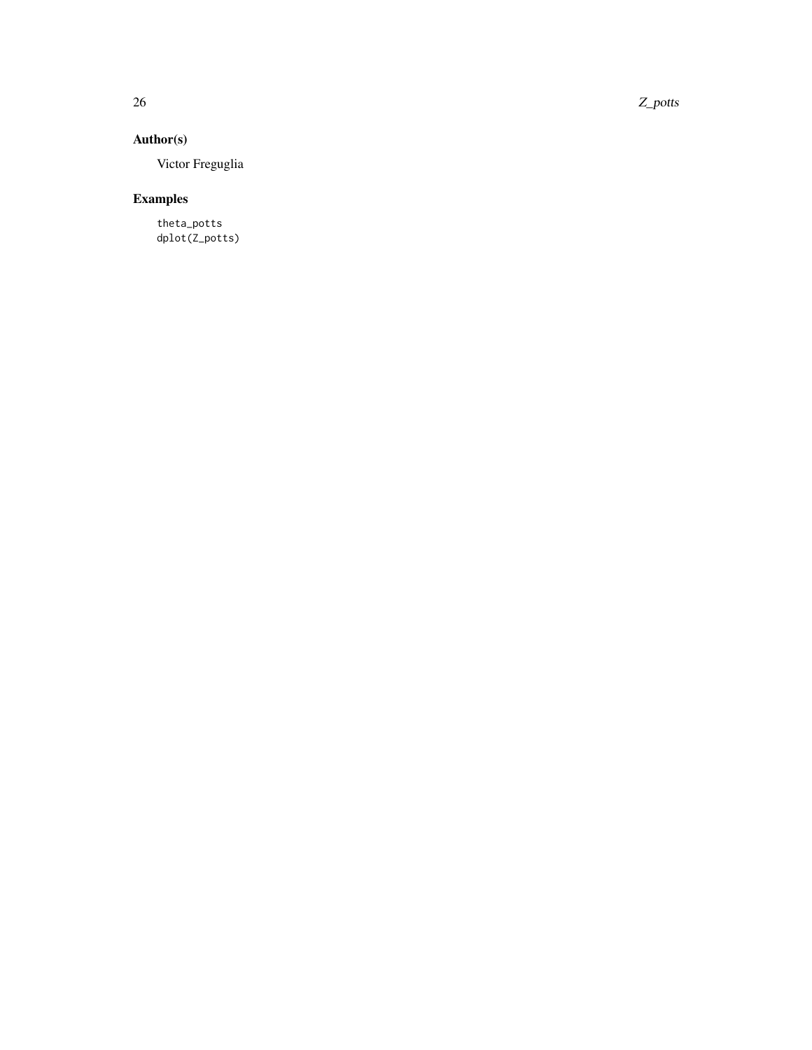## Author(s)

Victor Freguglia

## Examples

```
theta_potts
dplot(Z_potts)
```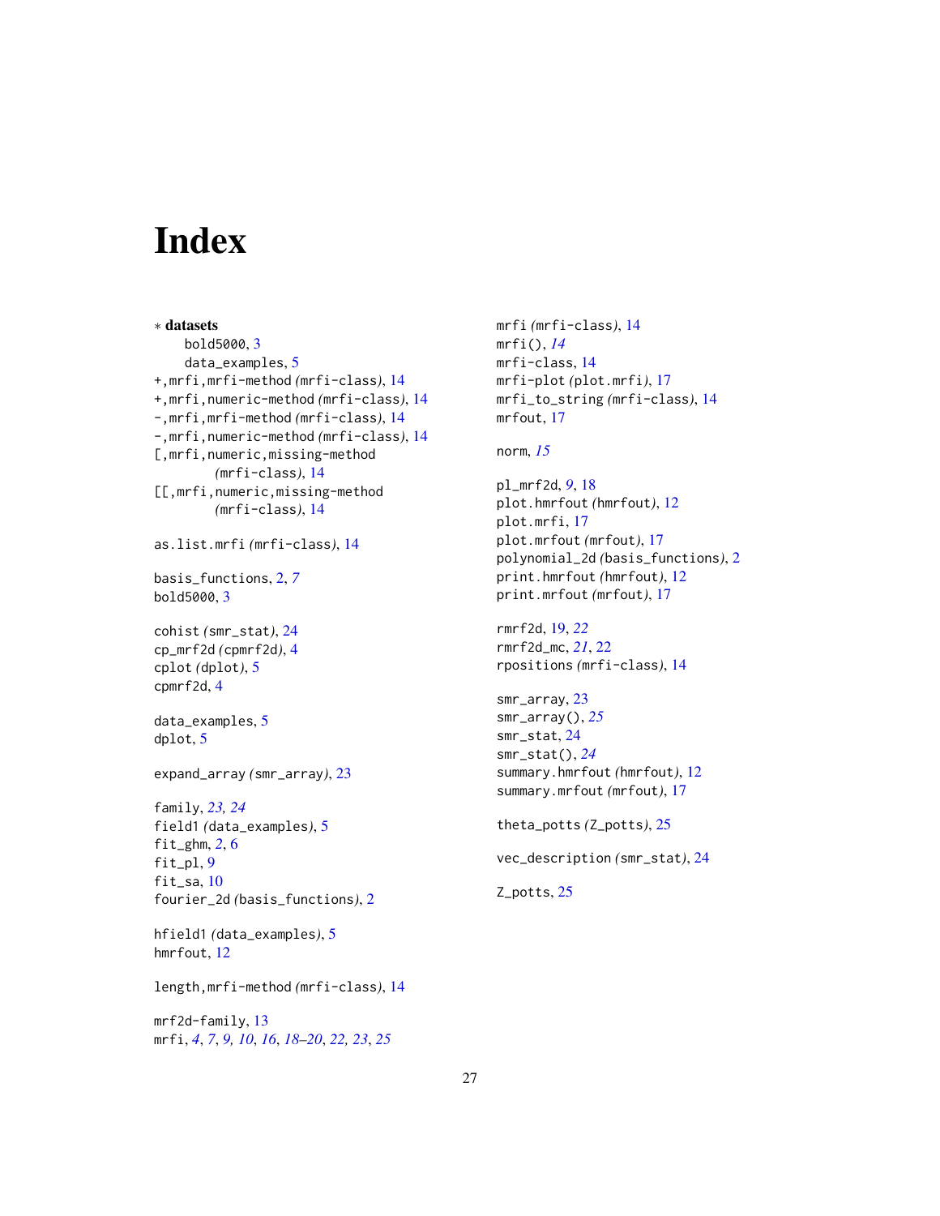# Index

∗ **datasets**
  bold5000, 3
  data_examples, 5

+,mrfi,mrfi-method *(mrfi-class)*, 14
+,mrfi,numeric-method *(mrfi-class)*, 14
-,mrfi,mrfi-method *(mrfi-class)*, 14
-,mrfi,numeric-method *(mrfi-class)*, 14
[,mrfi,numeric,missing-method *(mrfi-class)*, 14
[[,mrfi,numeric,missing-method *(mrfi-class)*, 14

as.list.mrfi *(mrfi-class)*, 14

basis_functions, 2, *7*
bold5000, 3

cohist *(smr_stat)*, 24
cp_mrf2d *(cpmrf2d)*, 4
cplot *(dplot)*, 5
cpmrf2d, 4

data_examples, 5
dplot, 5

expand_array *(smr_array)*, 23

family, *23, 24*
field1 *(data_examples)*, 5
fit_ghm, *2*, 6
fit_pl, 9
fit_sa, 10
fourier_2d *(basis_functions)*, 2

hfield1 *(data_examples)*, 5
hmrfout, 12

length,mrfi-method *(mrfi-class)*, 14

mrf2d-family, 13
mrfi, *4*, *7*, *9, 10*, *16*, *18–20*, *22, 23*, *25*
mrfi *(mrfi-class)*, 14
mrfi(), *14*
mrfi-class, 14
mrfi-plot *(plot.mrfi)*, 17
mrfi_to_string *(mrfi-class)*, 14
mrfout, 17

norm, *15*

pl_mrf2d, *9*, 18
plot.hmrfout *(hmrfout)*, 12
plot.mrfi, 17
plot.mrfout *(mrfout)*, 17
polynomial_2d *(basis_functions)*, 2
print.hmrfout *(hmrfout)*, 12
print.mrfout *(mrfout)*, 17

rmrf2d, 19, *22*
rmrf2d_mc, *21*, 22
rpositions *(mrfi-class)*, 14

smr_array, 23
smr_array(), *25*
smr_stat, 24
smr_stat(), *24*
summary.hmrfout *(hmrfout)*, 12
summary.mrfout *(mrfout)*, 17

theta_potts *(Z_potts)*, 25

vec_description *(smr_stat)*, 24

Z_potts, 25